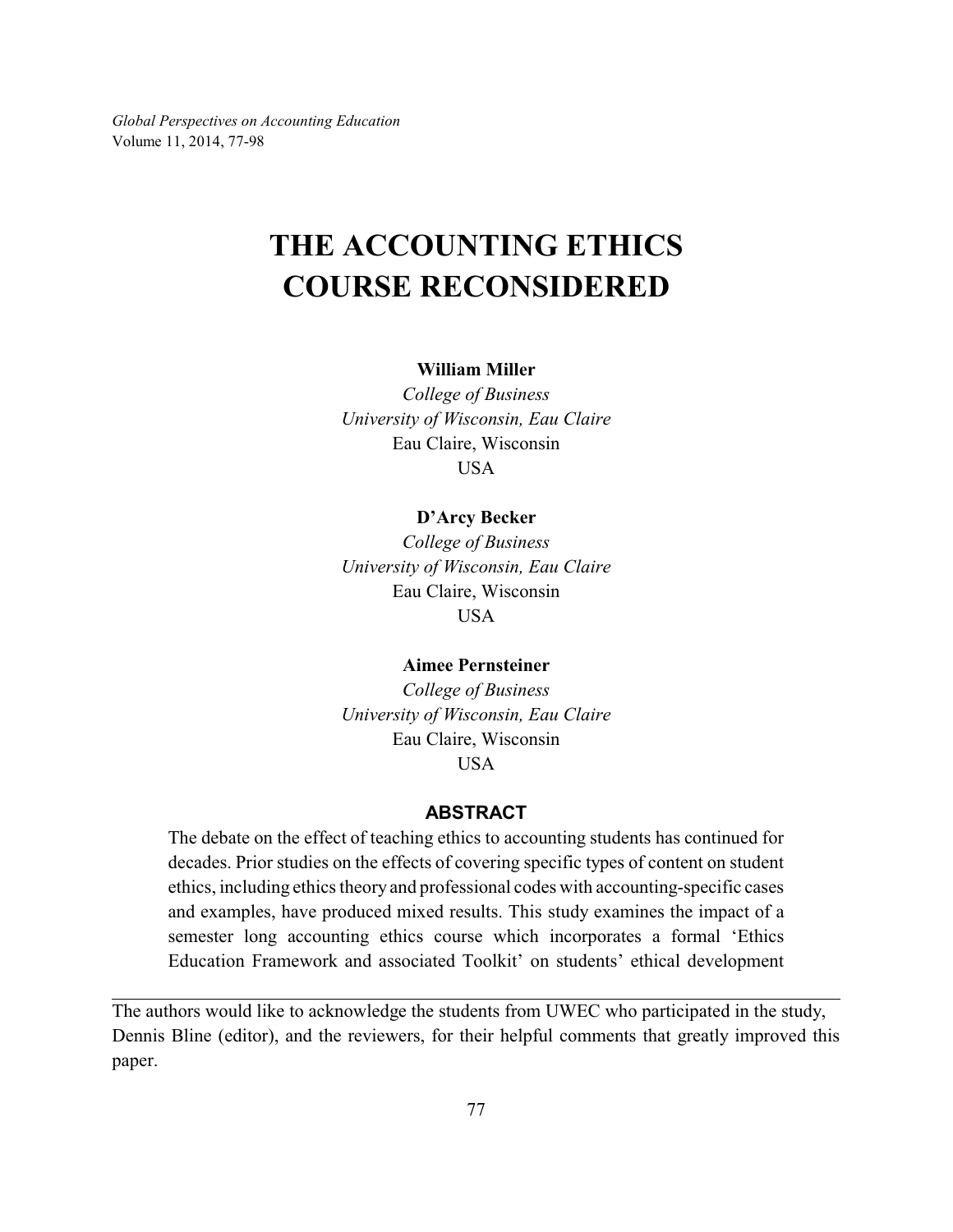# THE ACCOUNTING ETHICS COURSE RECONSIDERED

**William Miller**
*College of Business*
*University of Wisconsin, Eau Claire*
Eau Claire, Wisconsin
USA

**D'Arcy Becker**
*College of Business*
*University of Wisconsin, Eau Claire*
Eau Claire, Wisconsin
USA

**Aimee Pernsteiner**
*College of Business*
*University of Wisconsin, Eau Claire*
Eau Claire, Wisconsin
USA

## ABSTRACT

The debate on the effect of teaching ethics to accounting students has continued for decades. Prior studies on the effects of covering specific types of content on student ethics, including ethics theory and professional codes with accounting-specific cases and examples, have produced mixed results. This study examines the impact of a semester long accounting ethics course which incorporates a formal 'Ethics Education Framework and associated Toolkit' on students' ethical development

---

The authors would like to acknowledge the students from UWEC who participated in the study, Dennis Bline (editor), and the reviewers, for their helpful comments that greatly improved this paper.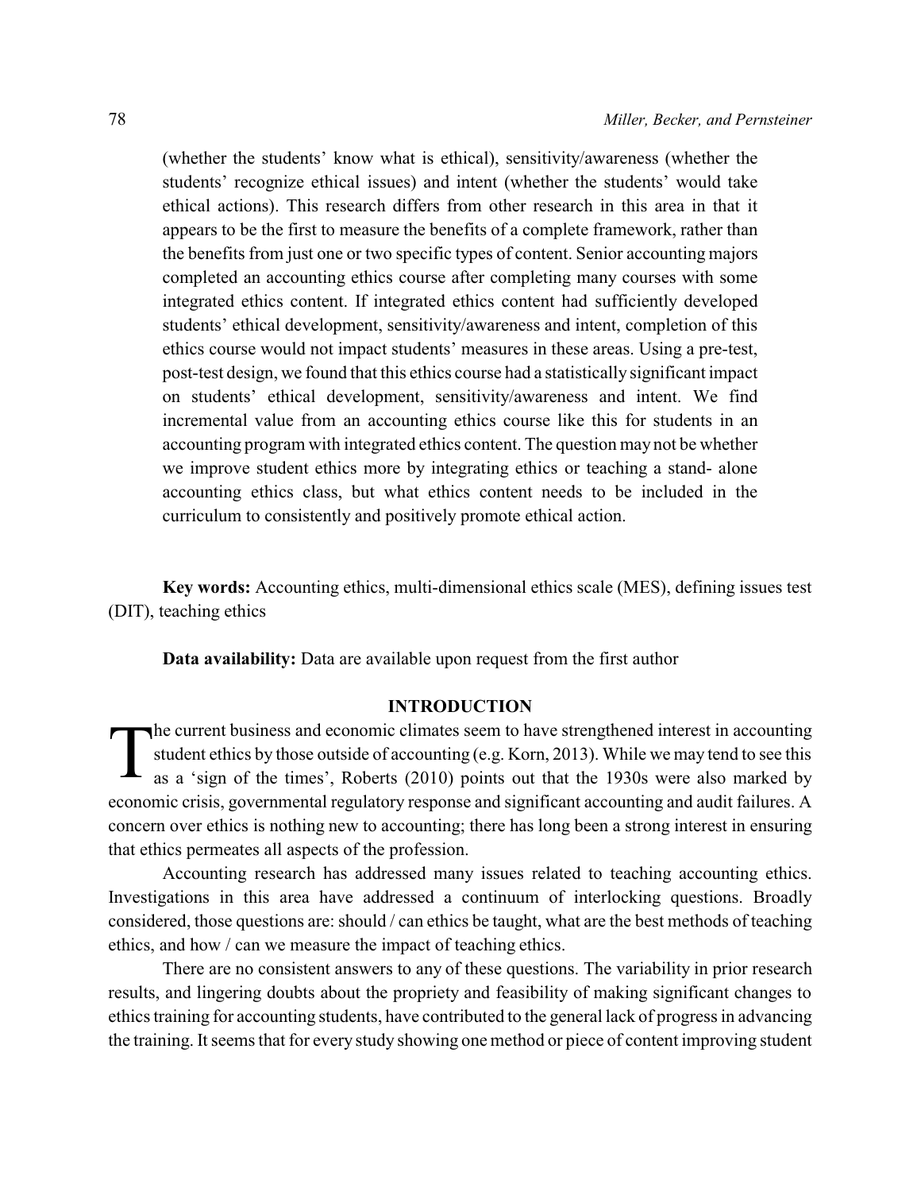(whether the students' know what is ethical), sensitivity/awareness (whether the students' recognize ethical issues) and intent (whether the students' would take ethical actions). This research differs from other research in this area in that it appears to be the first to measure the benefits of a complete framework, rather than the benefits from just one or two specific types of content. Senior accounting majors completed an accounting ethics course after completing many courses with some integrated ethics content. If integrated ethics content had sufficiently developed students' ethical development, sensitivity/awareness and intent, completion of this ethics course would not impact students' measures in these areas. Using a pre-test, post-test design, we found that this ethics course had a statistically significant impact on students' ethical development, sensitivity/awareness and intent. We find incremental value from an accounting ethics course like this for students in an accounting program with integrated ethics content. The question may not be whether we improve student ethics more by integrating ethics or teaching a stand- alone accounting ethics class, but what ethics content needs to be included in the curriculum to consistently and positively promote ethical action.

**Key words:** Accounting ethics, multi-dimensional ethics scale (MES), defining issues test (DIT), teaching ethics

**Data availability:** Data are available upon request from the first author

## INTRODUCTION

The current business and economic climates seem to have strengthened interest in accounting student ethics by those outside of accounting (e.g. Korn, 2013). While we may tend to see this as a 'sign of the times', Roberts (2010) points out that the 1930s were also marked by economic crisis, governmental regulatory response and significant accounting and audit failures. A concern over ethics is nothing new to accounting; there has long been a strong interest in ensuring that ethics permeates all aspects of the profession.

Accounting research has addressed many issues related to teaching accounting ethics. Investigations in this area have addressed a continuum of interlocking questions. Broadly considered, those questions are: should / can ethics be taught, what are the best methods of teaching ethics, and how / can we measure the impact of teaching ethics.

There are no consistent answers to any of these questions. The variability in prior research results, and lingering doubts about the propriety and feasibility of making significant changes to ethics training for accounting students, have contributed to the general lack of progress in advancing the training. It seems that for every study showing one method or piece of content improving student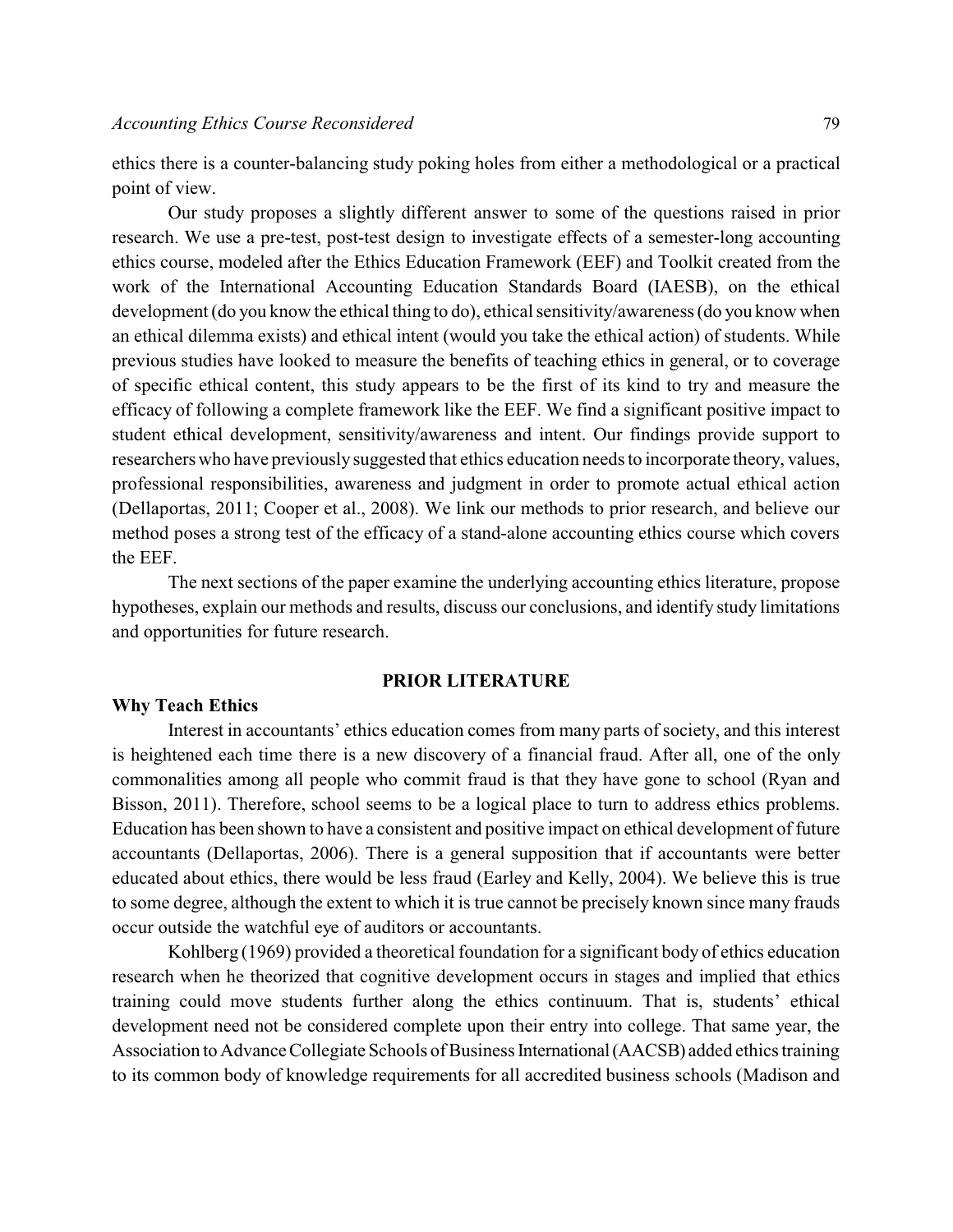ethics there is a counter-balancing study poking holes from either a methodological or a practical point of view.

Our study proposes a slightly different answer to some of the questions raised in prior research. We use a pre-test, post-test design to investigate effects of a semester-long accounting ethics course, modeled after the Ethics Education Framework (EEF) and Toolkit created from the work of the International Accounting Education Standards Board (IAESB), on the ethical development (do you know the ethical thing to do), ethical sensitivity/awareness (do you know when an ethical dilemma exists) and ethical intent (would you take the ethical action) of students. While previous studies have looked to measure the benefits of teaching ethics in general, or to coverage of specific ethical content, this study appears to be the first of its kind to try and measure the efficacy of following a complete framework like the EEF. We find a significant positive impact to student ethical development, sensitivity/awareness and intent. Our findings provide support to researchers who have previously suggested that ethics education needs to incorporate theory, values, professional responsibilities, awareness and judgment in order to promote actual ethical action (Dellaportas, 2011; Cooper et al., 2008). We link our methods to prior research, and believe our method poses a strong test of the efficacy of a stand-alone accounting ethics course which covers the EEF.

The next sections of the paper examine the underlying accounting ethics literature, propose hypotheses, explain our methods and results, discuss our conclusions, and identify study limitations and opportunities for future research.

## PRIOR LITERATURE

### Why Teach Ethics

Interest in accountants' ethics education comes from many parts of society, and this interest is heightened each time there is a new discovery of a financial fraud. After all, one of the only commonalities among all people who commit fraud is that they have gone to school (Ryan and Bisson, 2011). Therefore, school seems to be a logical place to turn to address ethics problems. Education has been shown to have a consistent and positive impact on ethical development of future accountants (Dellaportas, 2006). There is a general supposition that if accountants were better educated about ethics, there would be less fraud (Earley and Kelly, 2004). We believe this is true to some degree, although the extent to which it is true cannot be precisely known since many frauds occur outside the watchful eye of auditors or accountants.

Kohlberg (1969) provided a theoretical foundation for a significant body of ethics education research when he theorized that cognitive development occurs in stages and implied that ethics training could move students further along the ethics continuum. That is, students' ethical development need not be considered complete upon their entry into college. That same year, the Association to Advance Collegiate Schools of Business International (AACSB) added ethics training to its common body of knowledge requirements for all accredited business schools (Madison and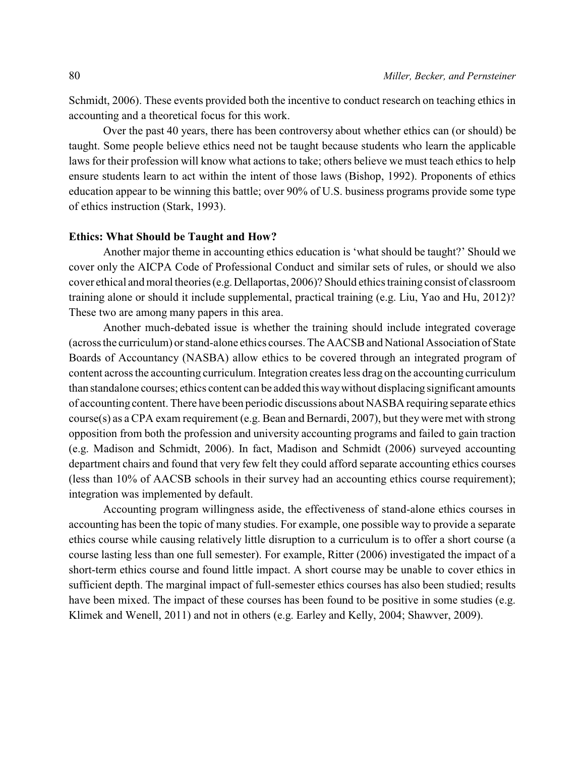Schmidt, 2006). These events provided both the incentive to conduct research on teaching ethics in accounting and a theoretical focus for this work.

Over the past 40 years, there has been controversy about whether ethics can (or should) be taught. Some people believe ethics need not be taught because students who learn the applicable laws for their profession will know what actions to take; others believe we must teach ethics to help ensure students learn to act within the intent of those laws (Bishop, 1992). Proponents of ethics education appear to be winning this battle; over 90% of U.S. business programs provide some type of ethics instruction (Stark, 1993).

**Ethics: What Should be Taught and How?**

Another major theme in accounting ethics education is 'what should be taught?' Should we cover only the AICPA Code of Professional Conduct and similar sets of rules, or should we also cover ethical and moral theories (e.g. Dellaportas, 2006)? Should ethics training consist of classroom training alone or should it include supplemental, practical training (e.g. Liu, Yao and Hu, 2012)? These two are among many papers in this area.

Another much-debated issue is whether the training should include integrated coverage (across the curriculum) or stand-alone ethics courses. The AACSB and National Association of State Boards of Accountancy (NASBA) allow ethics to be covered through an integrated program of content across the accounting curriculum. Integration creates less drag on the accounting curriculum than standalone courses; ethics content can be added this way without displacing significant amounts of accounting content. There have been periodic discussions about NASBA requiring separate ethics course(s) as a CPA exam requirement (e.g. Bean and Bernardi, 2007), but they were met with strong opposition from both the profession and university accounting programs and failed to gain traction (e.g. Madison and Schmidt, 2006). In fact, Madison and Schmidt (2006) surveyed accounting department chairs and found that very few felt they could afford separate accounting ethics courses (less than 10% of AACSB schools in their survey had an accounting ethics course requirement); integration was implemented by default.

Accounting program willingness aside, the effectiveness of stand-alone ethics courses in accounting has been the topic of many studies. For example, one possible way to provide a separate ethics course while causing relatively little disruption to a curriculum is to offer a short course (a course lasting less than one full semester). For example, Ritter (2006) investigated the impact of a short-term ethics course and found little impact. A short course may be unable to cover ethics in sufficient depth. The marginal impact of full-semester ethics courses has also been studied; results have been mixed. The impact of these courses has been found to be positive in some studies (e.g. Klimek and Wenell, 2011) and not in others (e.g. Earley and Kelly, 2004; Shawver, 2009).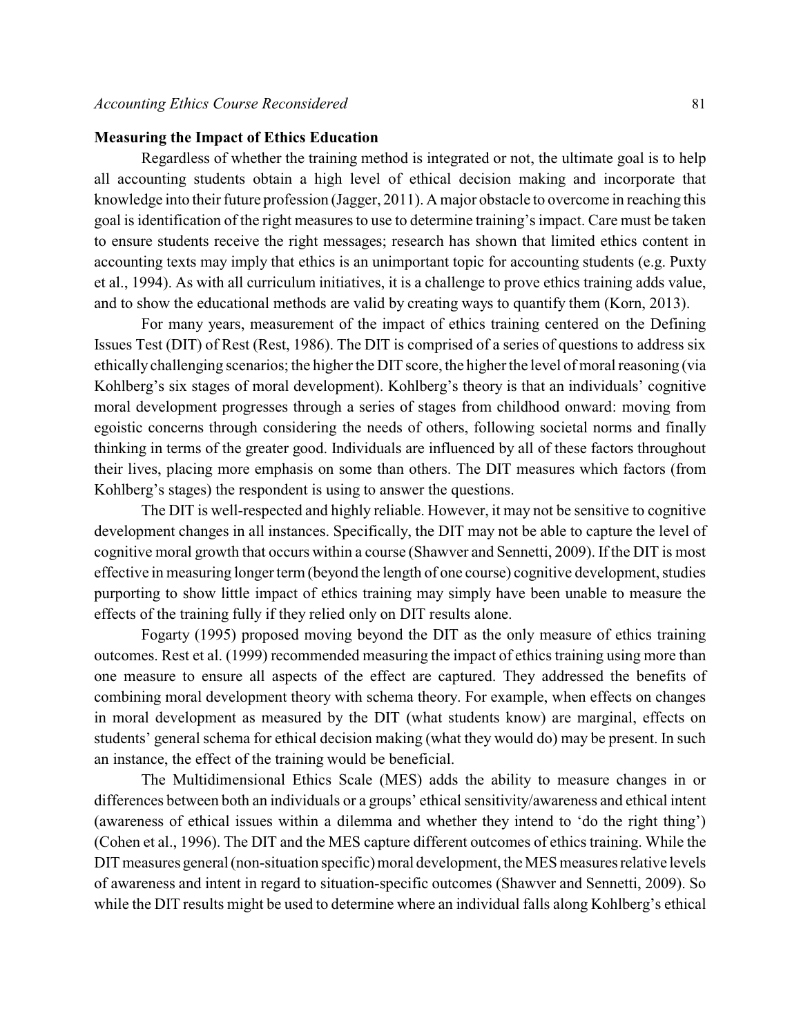**Measuring the Impact of Ethics Education**

Regardless of whether the training method is integrated or not, the ultimate goal is to help all accounting students obtain a high level of ethical decision making and incorporate that knowledge into their future profession (Jagger, 2011). A major obstacle to overcome in reaching this goal is identification of the right measures to use to determine training's impact. Care must be taken to ensure students receive the right messages; research has shown that limited ethics content in accounting texts may imply that ethics is an unimportant topic for accounting students (e.g. Puxty et al., 1994). As with all curriculum initiatives, it is a challenge to prove ethics training adds value, and to show the educational methods are valid by creating ways to quantify them (Korn, 2013).

For many years, measurement of the impact of ethics training centered on the Defining Issues Test (DIT) of Rest (Rest, 1986). The DIT is comprised of a series of questions to address six ethically challenging scenarios; the higher the DIT score, the higher the level of moral reasoning (via Kohlberg's six stages of moral development). Kohlberg's theory is that an individuals' cognitive moral development progresses through a series of stages from childhood onward: moving from egoistic concerns through considering the needs of others, following societal norms and finally thinking in terms of the greater good. Individuals are influenced by all of these factors throughout their lives, placing more emphasis on some than others. The DIT measures which factors (from Kohlberg's stages) the respondent is using to answer the questions.

The DIT is well-respected and highly reliable. However, it may not be sensitive to cognitive development changes in all instances. Specifically, the DIT may not be able to capture the level of cognitive moral growth that occurs within a course (Shawver and Sennetti, 2009). If the DIT is most effective in measuring longer term (beyond the length of one course) cognitive development, studies purporting to show little impact of ethics training may simply have been unable to measure the effects of the training fully if they relied only on DIT results alone.

Fogarty (1995) proposed moving beyond the DIT as the only measure of ethics training outcomes. Rest et al. (1999) recommended measuring the impact of ethics training using more than one measure to ensure all aspects of the effect are captured. They addressed the benefits of combining moral development theory with schema theory. For example, when effects on changes in moral development as measured by the DIT (what students know) are marginal, effects on students' general schema for ethical decision making (what they would do) may be present. In such an instance, the effect of the training would be beneficial.

The Multidimensional Ethics Scale (MES) adds the ability to measure changes in or differences between both an individuals or a groups' ethical sensitivity/awareness and ethical intent (awareness of ethical issues within a dilemma and whether they intend to 'do the right thing') (Cohen et al., 1996). The DIT and the MES capture different outcomes of ethics training. While the DIT measures general (non-situation specific) moral development, the MES measures relative levels of awareness and intent in regard to situation-specific outcomes (Shawver and Sennetti, 2009). So while the DIT results might be used to determine where an individual falls along Kohlberg's ethical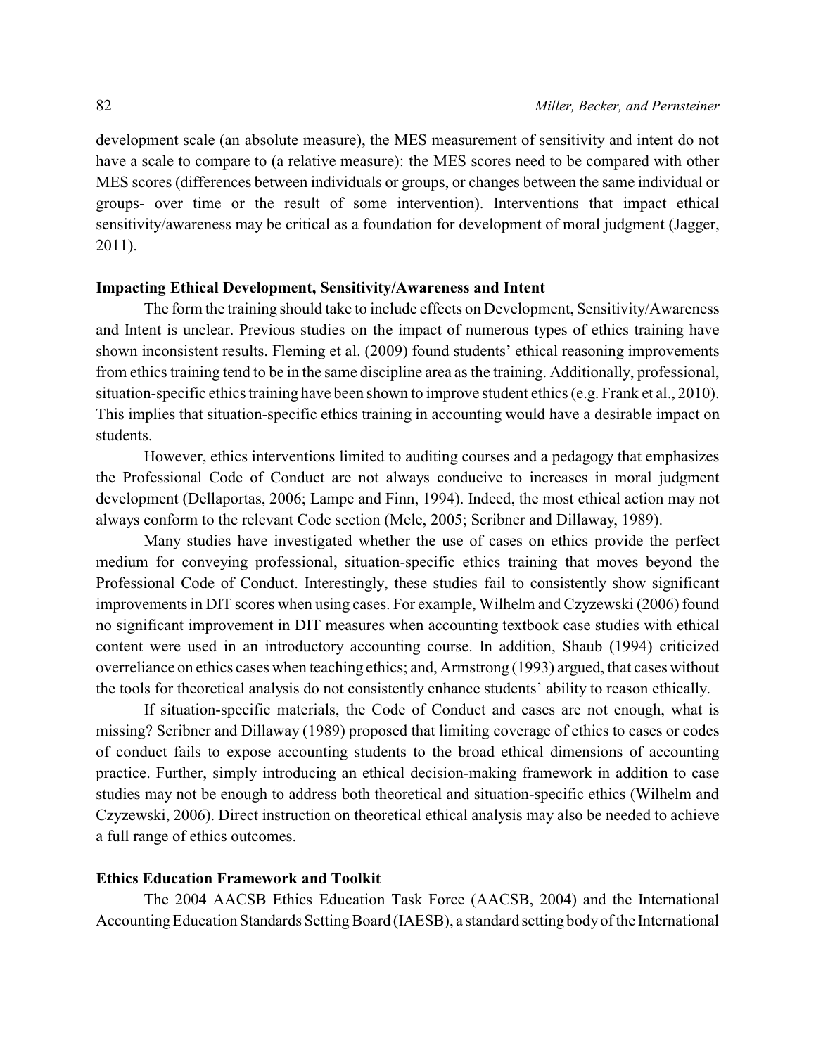development scale (an absolute measure), the MES measurement of sensitivity and intent do not have a scale to compare to (a relative measure): the MES scores need to be compared with other MES scores (differences between individuals or groups, or changes between the same individual or groups- over time or the result of some intervention). Interventions that impact ethical sensitivity/awareness may be critical as a foundation for development of moral judgment (Jagger, 2011).

### Impacting Ethical Development, Sensitivity/Awareness and Intent

The form the training should take to include effects on Development, Sensitivity/Awareness and Intent is unclear. Previous studies on the impact of numerous types of ethics training have shown inconsistent results. Fleming et al. (2009) found students' ethical reasoning improvements from ethics training tend to be in the same discipline area as the training. Additionally, professional, situation-specific ethics training have been shown to improve student ethics (e.g. Frank et al., 2010). This implies that situation-specific ethics training in accounting would have a desirable impact on students.

However, ethics interventions limited to auditing courses and a pedagogy that emphasizes the Professional Code of Conduct are not always conducive to increases in moral judgment development (Dellaportas, 2006; Lampe and Finn, 1994). Indeed, the most ethical action may not always conform to the relevant Code section (Mele, 2005; Scribner and Dillaway, 1989).

Many studies have investigated whether the use of cases on ethics provide the perfect medium for conveying professional, situation-specific ethics training that moves beyond the Professional Code of Conduct. Interestingly, these studies fail to consistently show significant improvements in DIT scores when using cases. For example, Wilhelm and Czyzewski (2006) found no significant improvement in DIT measures when accounting textbook case studies with ethical content were used in an introductory accounting course. In addition, Shaub (1994) criticized overreliance on ethics cases when teaching ethics; and, Armstrong (1993) argued, that cases without the tools for theoretical analysis do not consistently enhance students' ability to reason ethically.

If situation-specific materials, the Code of Conduct and cases are not enough, what is missing? Scribner and Dillaway (1989) proposed that limiting coverage of ethics to cases or codes of conduct fails to expose accounting students to the broad ethical dimensions of accounting practice. Further, simply introducing an ethical decision-making framework in addition to case studies may not be enough to address both theoretical and situation-specific ethics (Wilhelm and Czyzewski, 2006). Direct instruction on theoretical ethical analysis may also be needed to achieve a full range of ethics outcomes.

### Ethics Education Framework and Toolkit

The 2004 AACSB Ethics Education Task Force (AACSB, 2004) and the International Accounting Education Standards Setting Board (IAESB), a standard setting body of the International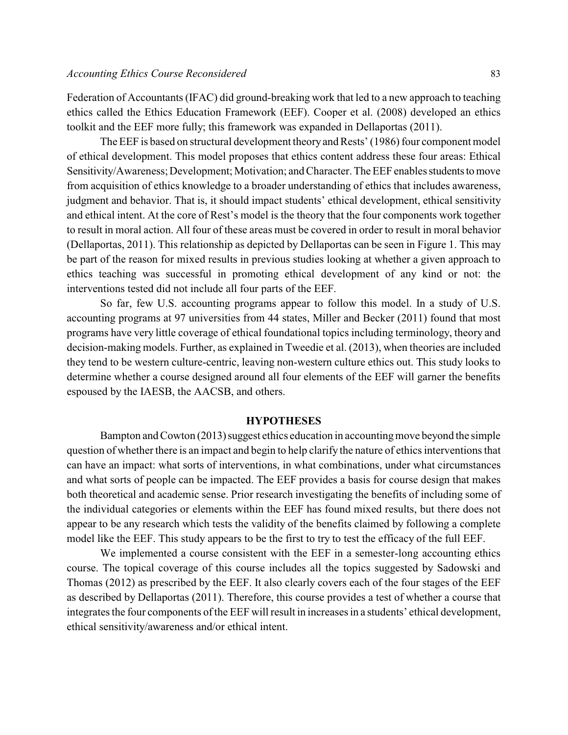Federation of Accountants (IFAC) did ground-breaking work that led to a new approach to teaching ethics called the Ethics Education Framework (EEF). Cooper et al. (2008) developed an ethics toolkit and the EEF more fully; this framework was expanded in Dellaportas (2011).

The EEF is based on structural development theory and Rests' (1986) four component model of ethical development. This model proposes that ethics content address these four areas: Ethical Sensitivity/Awareness; Development; Motivation; and Character. The EEF enables students to move from acquisition of ethics knowledge to a broader understanding of ethics that includes awareness, judgment and behavior. That is, it should impact students' ethical development, ethical sensitivity and ethical intent. At the core of Rest's model is the theory that the four components work together to result in moral action. All four of these areas must be covered in order to result in moral behavior (Dellaportas, 2011). This relationship as depicted by Dellaportas can be seen in Figure 1. This may be part of the reason for mixed results in previous studies looking at whether a given approach to ethics teaching was successful in promoting ethical development of any kind or not: the interventions tested did not include all four parts of the EEF.

So far, few U.S. accounting programs appear to follow this model. In a study of U.S. accounting programs at 97 universities from 44 states, Miller and Becker (2011) found that most programs have very little coverage of ethical foundational topics including terminology, theory and decision-making models. Further, as explained in Tweedie et al. (2013), when theories are included they tend to be western culture-centric, leaving non-western culture ethics out. This study looks to determine whether a course designed around all four elements of the EEF will garner the benefits espoused by the IAESB, the AACSB, and others.

## HYPOTHESES

Bampton and Cowton (2013) suggest ethics education in accounting move beyond the simple question of whether there is an impact and begin to help clarify the nature of ethics interventions that can have an impact: what sorts of interventions, in what combinations, under what circumstances and what sorts of people can be impacted. The EEF provides a basis for course design that makes both theoretical and academic sense. Prior research investigating the benefits of including some of the individual categories or elements within the EEF has found mixed results, but there does not appear to be any research which tests the validity of the benefits claimed by following a complete model like the EEF. This study appears to be the first to try to test the efficacy of the full EEF.

We implemented a course consistent with the EEF in a semester-long accounting ethics course. The topical coverage of this course includes all the topics suggested by Sadowski and Thomas (2012) as prescribed by the EEF. It also clearly covers each of the four stages of the EEF as described by Dellaportas (2011). Therefore, this course provides a test of whether a course that integrates the four components of the EEF will result in increases in a students' ethical development, ethical sensitivity/awareness and/or ethical intent.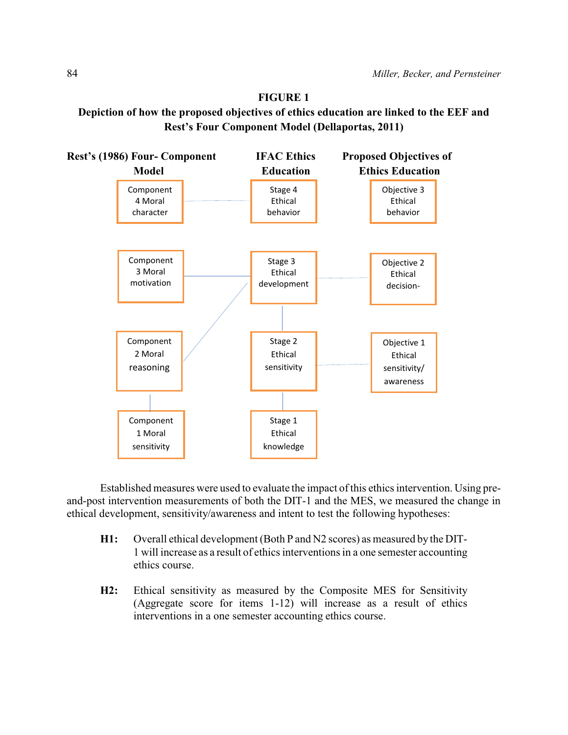**FIGURE 1**

**Depiction of how the proposed objectives of ethics education are linked to the EEF and Rest's Four Component Model (Dellaportas, 2011)**

| Rest's (1986) Four- Component Model | IFAC Ethics Education | Proposed Objectives of Ethics Education |
|---|---|---|
| Component 4 Moral character | Stage 4 Ethical behavior | Objective 3 Ethical behavior |
| Component 3 Moral motivation | Stage 3 Ethical development | Objective 2 Ethical decision- |
| Component 2 Moral reasoning | Stage 2 Ethical sensitivity | Objective 1 Ethical sensitivity/ awareness |
| Component 1 Moral sensitivity | Stage 1 Ethical knowledge | |

Established measures were used to evaluate the impact of this ethics intervention. Using pre-and-post intervention measurements of both the DIT-1 and the MES, we measured the change in ethical development, sensitivity/awareness and intent to test the following hypotheses:

**H1:** Overall ethical development (Both P and N2 scores) as measured by the DIT-1 will increase as a result of ethics interventions in a one semester accounting ethics course.

**H2:** Ethical sensitivity as measured by the Composite MES for Sensitivity (Aggregate score for items 1-12) will increase as a result of ethics interventions in a one semester accounting ethics course.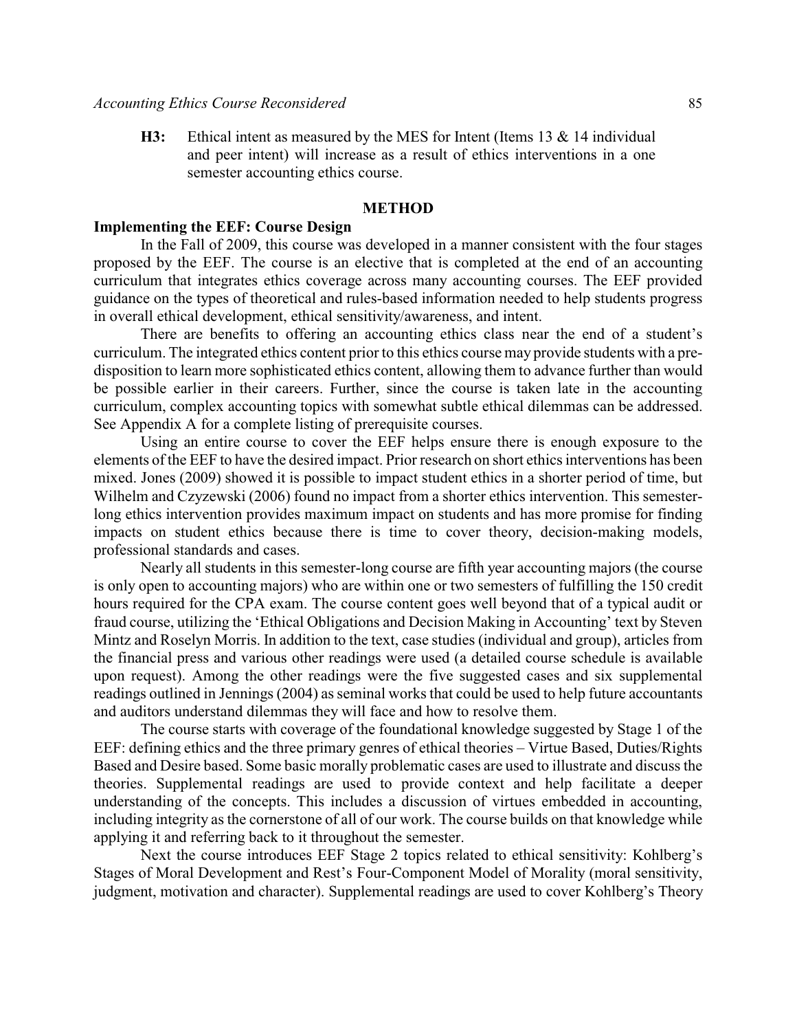**H3:** Ethical intent as measured by the MES for Intent (Items 13 & 14 individual and peer intent) will increase as a result of ethics interventions in a one semester accounting ethics course.

## METHOD

### Implementing the EEF: Course Design

In the Fall of 2009, this course was developed in a manner consistent with the four stages proposed by the EEF. The course is an elective that is completed at the end of an accounting curriculum that integrates ethics coverage across many accounting courses. The EEF provided guidance on the types of theoretical and rules-based information needed to help students progress in overall ethical development, ethical sensitivity/awareness, and intent.

There are benefits to offering an accounting ethics class near the end of a student's curriculum. The integrated ethics content prior to this ethics course may provide students with a pre-disposition to learn more sophisticated ethics content, allowing them to advance further than would be possible earlier in their careers. Further, since the course is taken late in the accounting curriculum, complex accounting topics with somewhat subtle ethical dilemmas can be addressed. See Appendix A for a complete listing of prerequisite courses.

Using an entire course to cover the EEF helps ensure there is enough exposure to the elements of the EEF to have the desired impact. Prior research on short ethics interventions has been mixed. Jones (2009) showed it is possible to impact student ethics in a shorter period of time, but Wilhelm and Czyzewski (2006) found no impact from a shorter ethics intervention. This semester-long ethics intervention provides maximum impact on students and has more promise for finding impacts on student ethics because there is time to cover theory, decision-making models, professional standards and cases.

Nearly all students in this semester-long course are fifth year accounting majors (the course is only open to accounting majors) who are within one or two semesters of fulfilling the 150 credit hours required for the CPA exam. The course content goes well beyond that of a typical audit or fraud course, utilizing the 'Ethical Obligations and Decision Making in Accounting' text by Steven Mintz and Roselyn Morris. In addition to the text, case studies (individual and group), articles from the financial press and various other readings were used (a detailed course schedule is available upon request). Among the other readings were the five suggested cases and six supplemental readings outlined in Jennings (2004) as seminal works that could be used to help future accountants and auditors understand dilemmas they will face and how to resolve them.

The course starts with coverage of the foundational knowledge suggested by Stage 1 of the EEF: defining ethics and the three primary genres of ethical theories – Virtue Based, Duties/Rights Based and Desire based. Some basic morally problematic cases are used to illustrate and discuss the theories. Supplemental readings are used to provide context and help facilitate a deeper understanding of the concepts. This includes a discussion of virtues embedded in accounting, including integrity as the cornerstone of all of our work. The course builds on that knowledge while applying it and referring back to it throughout the semester.

Next the course introduces EEF Stage 2 topics related to ethical sensitivity: Kohlberg's Stages of Moral Development and Rest's Four-Component Model of Morality (moral sensitivity, judgment, motivation and character). Supplemental readings are used to cover Kohlberg's Theory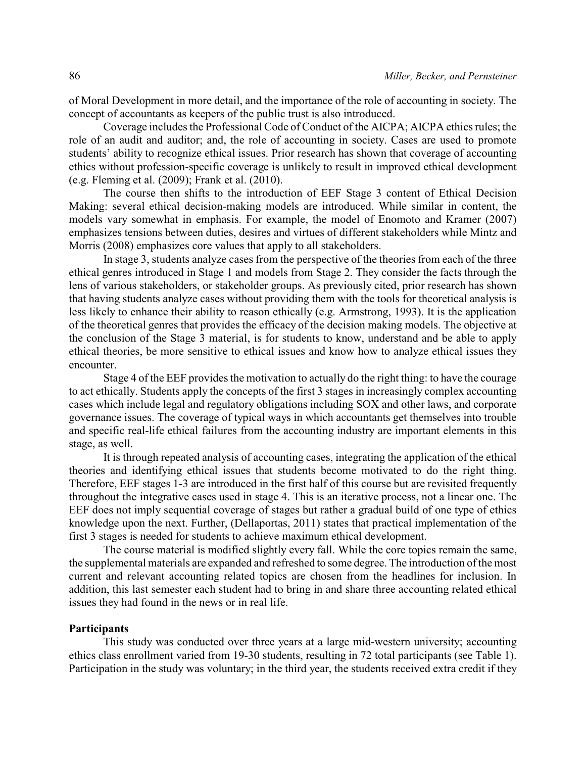of Moral Development in more detail, and the importance of the role of accounting in society. The concept of accountants as keepers of the public trust is also introduced.

Coverage includes the Professional Code of Conduct of the AICPA; AICPA ethics rules; the role of an audit and auditor; and, the role of accounting in society. Cases are used to promote students' ability to recognize ethical issues. Prior research has shown that coverage of accounting ethics without profession-specific coverage is unlikely to result in improved ethical development (e.g. Fleming et al. (2009); Frank et al. (2010).

The course then shifts to the introduction of EEF Stage 3 content of Ethical Decision Making: several ethical decision-making models are introduced. While similar in content, the models vary somewhat in emphasis. For example, the model of Enomoto and Kramer (2007) emphasizes tensions between duties, desires and virtues of different stakeholders while Mintz and Morris (2008) emphasizes core values that apply to all stakeholders.

In stage 3, students analyze cases from the perspective of the theories from each of the three ethical genres introduced in Stage 1 and models from Stage 2. They consider the facts through the lens of various stakeholders, or stakeholder groups. As previously cited, prior research has shown that having students analyze cases without providing them with the tools for theoretical analysis is less likely to enhance their ability to reason ethically (e.g. Armstrong, 1993). It is the application of the theoretical genres that provides the efficacy of the decision making models. The objective at the conclusion of the Stage 3 material, is for students to know, understand and be able to apply ethical theories, be more sensitive to ethical issues and know how to analyze ethical issues they encounter.

Stage 4 of the EEF provides the motivation to actually do the right thing: to have the courage to act ethically. Students apply the concepts of the first 3 stages in increasingly complex accounting cases which include legal and regulatory obligations including SOX and other laws, and corporate governance issues. The coverage of typical ways in which accountants get themselves into trouble and specific real-life ethical failures from the accounting industry are important elements in this stage, as well.

It is through repeated analysis of accounting cases, integrating the application of the ethical theories and identifying ethical issues that students become motivated to do the right thing. Therefore, EEF stages 1-3 are introduced in the first half of this course but are revisited frequently throughout the integrative cases used in stage 4. This is an iterative process, not a linear one. The EEF does not imply sequential coverage of stages but rather a gradual build of one type of ethics knowledge upon the next. Further, (Dellaportas, 2011) states that practical implementation of the first 3 stages is needed for students to achieve maximum ethical development.

The course material is modified slightly every fall. While the core topics remain the same, the supplemental materials are expanded and refreshed to some degree. The introduction of the most current and relevant accounting related topics are chosen from the headlines for inclusion. In addition, this last semester each student had to bring in and share three accounting related ethical issues they had found in the news or in real life.

### Participants

This study was conducted over three years at a large mid-western university; accounting ethics class enrollment varied from 19-30 students, resulting in 72 total participants (see Table 1). Participation in the study was voluntary; in the third year, the students received extra credit if they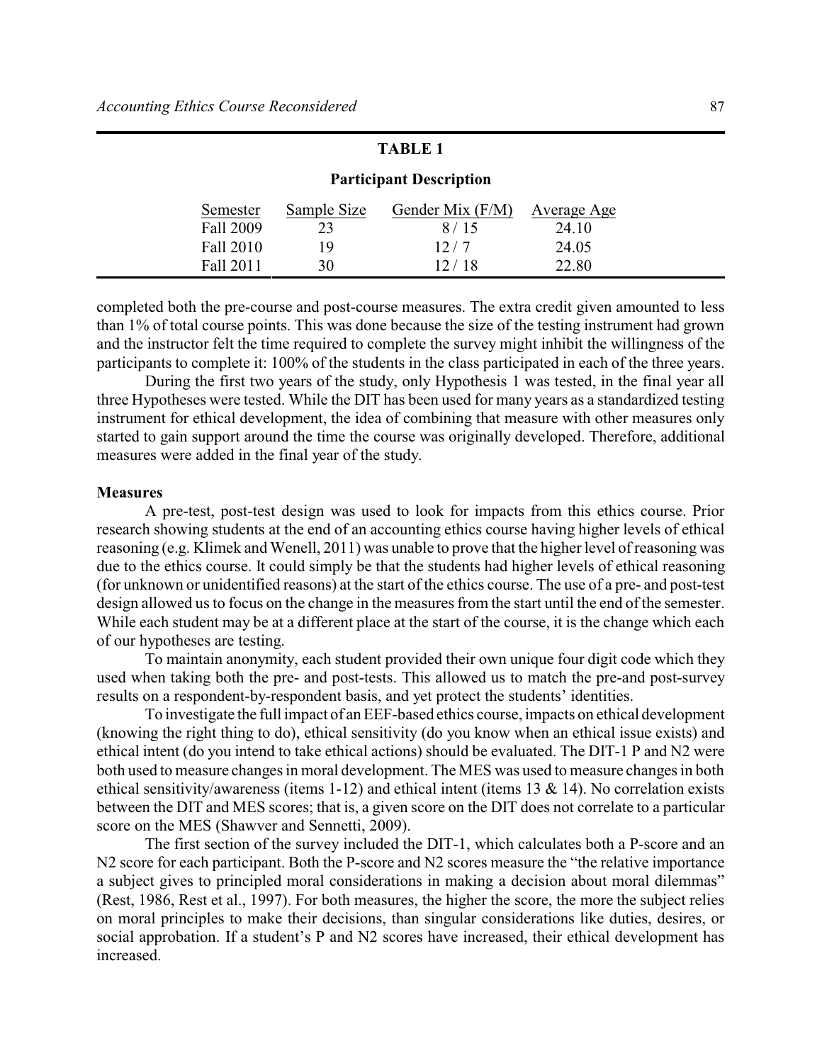**TABLE 1**

**Participant Description**

| Semester | Sample Size | Gender Mix (F/M) | Average Age |
|---|---|---|---|
| Fall 2009 | 23 | 8 / 15 | 24.10 |
| Fall 2010 | 19 | 12 / 7 | 24.05 |
| Fall 2011 | 30 | 12 / 18 | 22.80 |

completed both the pre-course and post-course measures. The extra credit given amounted to less than 1% of total course points. This was done because the size of the testing instrument had grown and the instructor felt the time required to complete the survey might inhibit the willingness of the participants to complete it: 100% of the students in the class participated in each of the three years.

During the first two years of the study, only Hypothesis 1 was tested, in the final year all three Hypotheses were tested. While the DIT has been used for many years as a standardized testing instrument for ethical development, the idea of combining that measure with other measures only started to gain support around the time the course was originally developed. Therefore, additional measures were added in the final year of the study.

**Measures**

A pre-test, post-test design was used to look for impacts from this ethics course. Prior research showing students at the end of an accounting ethics course having higher levels of ethical reasoning (e.g. Klimek and Wenell, 2011) was unable to prove that the higher level of reasoning was due to the ethics course. It could simply be that the students had higher levels of ethical reasoning (for unknown or unidentified reasons) at the start of the ethics course. The use of a pre- and post-test design allowed us to focus on the change in the measures from the start until the end of the semester. While each student may be at a different place at the start of the course, it is the change which each of our hypotheses are testing.

To maintain anonymity, each student provided their own unique four digit code which they used when taking both the pre- and post-tests. This allowed us to match the pre-and post-survey results on a respondent-by-respondent basis, and yet protect the students' identities.

To investigate the full impact of an EEF-based ethics course, impacts on ethical development (knowing the right thing to do), ethical sensitivity (do you know when an ethical issue exists) and ethical intent (do you intend to take ethical actions) should be evaluated. The DIT-1 P and N2 were both used to measure changes in moral development. The MES was used to measure changes in both ethical sensitivity/awareness (items 1-12) and ethical intent (items 13 & 14). No correlation exists between the DIT and MES scores; that is, a given score on the DIT does not correlate to a particular score on the MES (Shawver and Sennetti, 2009).

The first section of the survey included the DIT-1, which calculates both a P-score and an N2 score for each participant. Both the P-score and N2 scores measure the "the relative importance a subject gives to principled moral considerations in making a decision about moral dilemmas" (Rest, 1986, Rest et al., 1997). For both measures, the higher the score, the more the subject relies on moral principles to make their decisions, than singular considerations like duties, desires, or social approbation. If a student's P and N2 scores have increased, their ethical development has increased.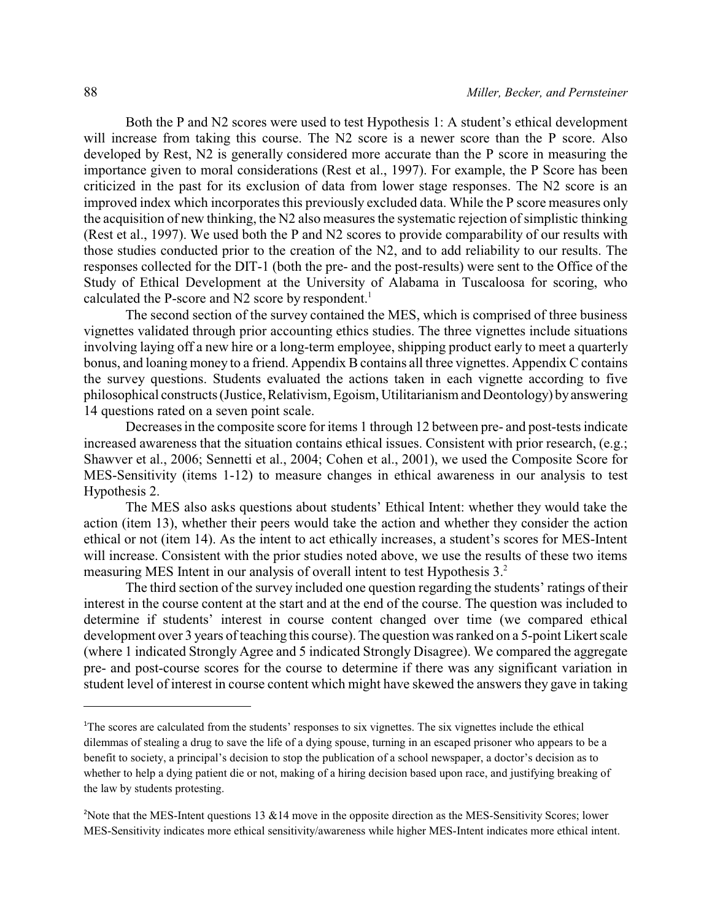Both the P and N2 scores were used to test Hypothesis 1: A student's ethical development will increase from taking this course. The N2 score is a newer score than the P score. Also developed by Rest, N2 is generally considered more accurate than the P score in measuring the importance given to moral considerations (Rest et al., 1997). For example, the P Score has been criticized in the past for its exclusion of data from lower stage responses. The N2 score is an improved index which incorporates this previously excluded data. While the P score measures only the acquisition of new thinking, the N2 also measures the systematic rejection of simplistic thinking (Rest et al., 1997). We used both the P and N2 scores to provide comparability of our results with those studies conducted prior to the creation of the N2, and to add reliability to our results. The responses collected for the DIT-1 (both the pre- and the post-results) were sent to the Office of the Study of Ethical Development at the University of Alabama in Tuscaloosa for scoring, who calculated the P-score and N2 score by respondent.[1]

The second section of the survey contained the MES, which is comprised of three business vignettes validated through prior accounting ethics studies. The three vignettes include situations involving laying off a new hire or a long-term employee, shipping product early to meet a quarterly bonus, and loaning money to a friend. Appendix B contains all three vignettes. Appendix C contains the survey questions. Students evaluated the actions taken in each vignette according to five philosophical constructs (Justice, Relativism, Egoism, Utilitarianism and Deontology) by answering 14 questions rated on a seven point scale.

Decreases in the composite score for items 1 through 12 between pre- and post-tests indicate increased awareness that the situation contains ethical issues. Consistent with prior research, (e.g.; Shawver et al., 2006; Sennetti et al., 2004; Cohen et al., 2001), we used the Composite Score for MES-Sensitivity (items 1-12) to measure changes in ethical awareness in our analysis to test Hypothesis 2.

The MES also asks questions about students' Ethical Intent: whether they would take the action (item 13), whether their peers would take the action and whether they consider the action ethical or not (item 14). As the intent to act ethically increases, a student's scores for MES-Intent will increase. Consistent with the prior studies noted above, we use the results of these two items measuring MES Intent in our analysis of overall intent to test Hypothesis 3.[2]

The third section of the survey included one question regarding the students' ratings of their interest in the course content at the start and at the end of the course. The question was included to determine if students' interest in course content changed over time (we compared ethical development over 3 years of teaching this course). The question was ranked on a 5-point Likert scale (where 1 indicated Strongly Agree and 5 indicated Strongly Disagree). We compared the aggregate pre- and post-course scores for the course to determine if there was any significant variation in student level of interest in course content which might have skewed the answers they gave in taking

---

[1]The scores are calculated from the students' responses to six vignettes. The six vignettes include the ethical dilemmas of stealing a drug to save the life of a dying spouse, turning in an escaped prisoner who appears to be a benefit to society, a principal's decision to stop the publication of a school newspaper, a doctor's decision as to whether to help a dying patient die or not, making of a hiring decision based upon race, and justifying breaking of the law by students protesting.

[2]Note that the MES-Intent questions 13 &14 move in the opposite direction as the MES-Sensitivity Scores; lower MES-Sensitivity indicates more ethical sensitivity/awareness while higher MES-Intent indicates more ethical intent.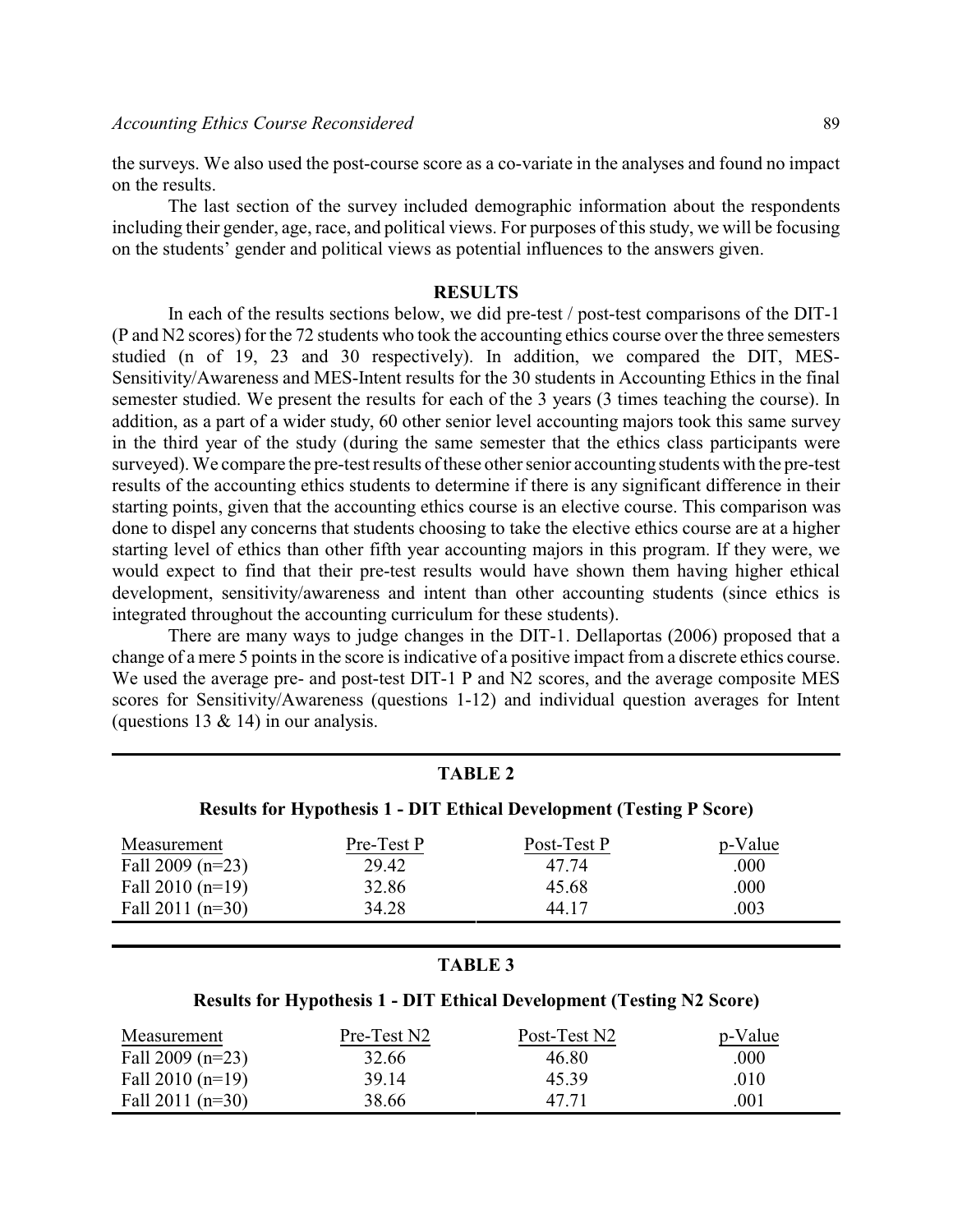the surveys. We also used the post-course score as a co-variate in the analyses and found no impact on the results.

The last section of the survey included demographic information about the respondents including their gender, age, race, and political views. For purposes of this study, we will be focusing on the students' gender and political views as potential influences to the answers given.

## RESULTS

In each of the results sections below, we did pre-test / post-test comparisons of the DIT-1 (P and N2 scores) for the 72 students who took the accounting ethics course over the three semesters studied (n of 19, 23 and 30 respectively). In addition, we compared the DIT, MES-Sensitivity/Awareness and MES-Intent results for the 30 students in Accounting Ethics in the final semester studied. We present the results for each of the 3 years (3 times teaching the course). In addition, as a part of a wider study, 60 other senior level accounting majors took this same survey in the third year of the study (during the same semester that the ethics class participants were surveyed). We compare the pre-test results of these other senior accounting students with the pre-test results of the accounting ethics students to determine if there is any significant difference in their starting points, given that the accounting ethics course is an elective course. This comparison was done to dispel any concerns that students choosing to take the elective ethics course are at a higher starting level of ethics than other fifth year accounting majors in this program. If they were, we would expect to find that their pre-test results would have shown them having higher ethical development, sensitivity/awareness and intent than other accounting students (since ethics is integrated throughout the accounting curriculum for these students).

There are many ways to judge changes in the DIT-1. Dellaportas (2006) proposed that a change of a mere 5 points in the score is indicative of a positive impact from a discrete ethics course. We used the average pre- and post-test DIT-1 P and N2 scores, and the average composite MES scores for Sensitivity/Awareness (questions 1-12) and individual question averages for Intent (questions 13 & 14) in our analysis.

**TABLE 2**

**Results for Hypothesis 1 - DIT Ethical Development (Testing P Score)**

| Measurement | Pre-Test P | Post-Test P | p-Value |
|---|---|---|---|
| Fall 2009 (n=23) | 29.42 | 47.74 | .000 |
| Fall 2010 (n=19) | 32.86 | 45.68 | .000 |
| Fall 2011 (n=30) | 34.28 | 44.17 | .003 |

**TABLE 3**

**Results for Hypothesis 1 - DIT Ethical Development (Testing N2 Score)**

| Measurement | Pre-Test N2 | Post-Test N2 | p-Value |
|---|---|---|---|
| Fall 2009 (n=23) | 32.66 | 46.80 | .000 |
| Fall 2010 (n=19) | 39.14 | 45.39 | .010 |
| Fall 2011 (n=30) | 38.66 | 47.71 | .001 |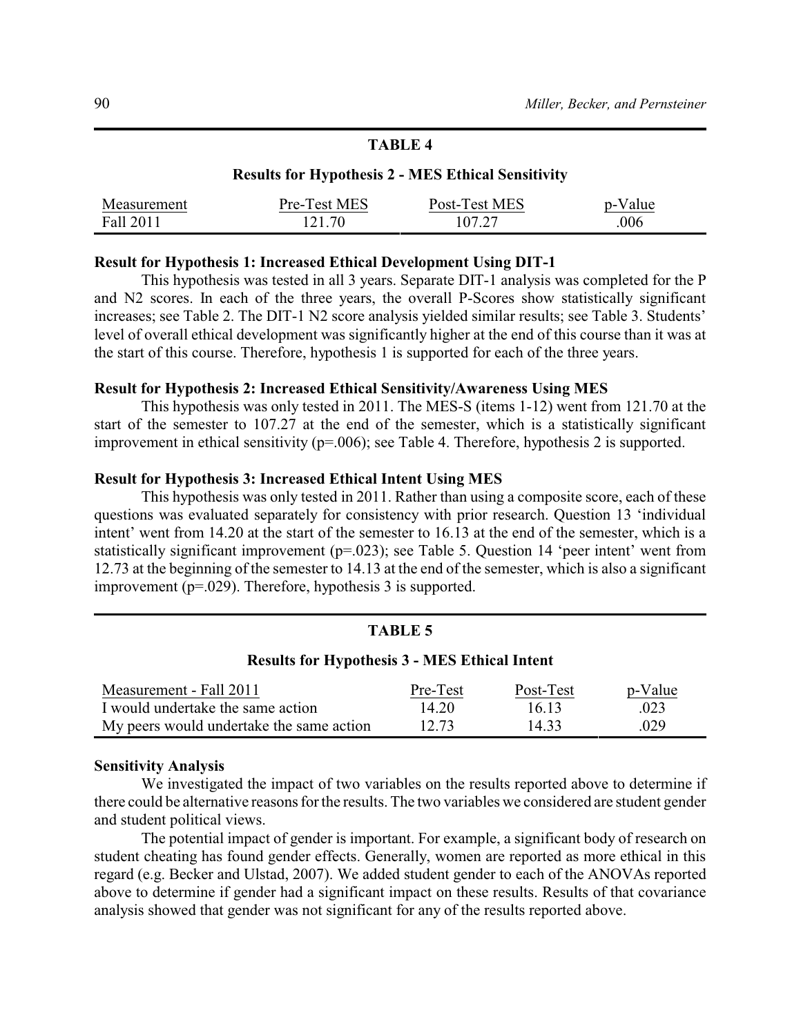**TABLE 4**

**Results for Hypothesis 2 - MES Ethical Sensitivity**

| Measurement | Pre-Test MES | Post-Test MES | p-Value |
|---|---|---|---|
| Fall 2011 | 121.70 | 107.27 | .006 |

### Result for Hypothesis 1: Increased Ethical Development Using DIT-1

This hypothesis was tested in all 3 years. Separate DIT-1 analysis was completed for the P and N2 scores. In each of the three years, the overall P-Scores show statistically significant increases; see Table 2. The DIT-1 N2 score analysis yielded similar results; see Table 3. Students' level of overall ethical development was significantly higher at the end of this course than it was at the start of this course. Therefore, hypothesis 1 is supported for each of the three years.

### Result for Hypothesis 2: Increased Ethical Sensitivity/Awareness Using MES

This hypothesis was only tested in 2011. The MES-S (items 1-12) went from 121.70 at the start of the semester to 107.27 at the end of the semester, which is a statistically significant improvement in ethical sensitivity (p=.006); see Table 4. Therefore, hypothesis 2 is supported.

### Result for Hypothesis 3: Increased Ethical Intent Using MES

This hypothesis was only tested in 2011. Rather than using a composite score, each of these questions was evaluated separately for consistency with prior research. Question 13 'individual intent' went from 14.20 at the start of the semester to 16.13 at the end of the semester, which is a statistically significant improvement (p=.023); see Table 5. Question 14 'peer intent' went from 12.73 at the beginning of the semester to 14.13 at the end of the semester, which is also a significant improvement (p=.029). Therefore, hypothesis 3 is supported.

**TABLE 5**

**Results for Hypothesis 3 - MES Ethical Intent**

| Measurement - Fall 2011 | Pre-Test | Post-Test | p-Value |
|---|---|---|---|
| I would undertake the same action | 14.20 | 16.13 | .023 |
| My peers would undertake the same action | 12.73 | 14.33 | .029 |

### Sensitivity Analysis

We investigated the impact of two variables on the results reported above to determine if there could be alternative reasons for the results. The two variables we considered are student gender and student political views.

The potential impact of gender is important. For example, a significant body of research on student cheating has found gender effects. Generally, women are reported as more ethical in this regard (e.g. Becker and Ulstad, 2007). We added student gender to each of the ANOVAs reported above to determine if gender had a significant impact on these results. Results of that covariance analysis showed that gender was not significant for any of the results reported above.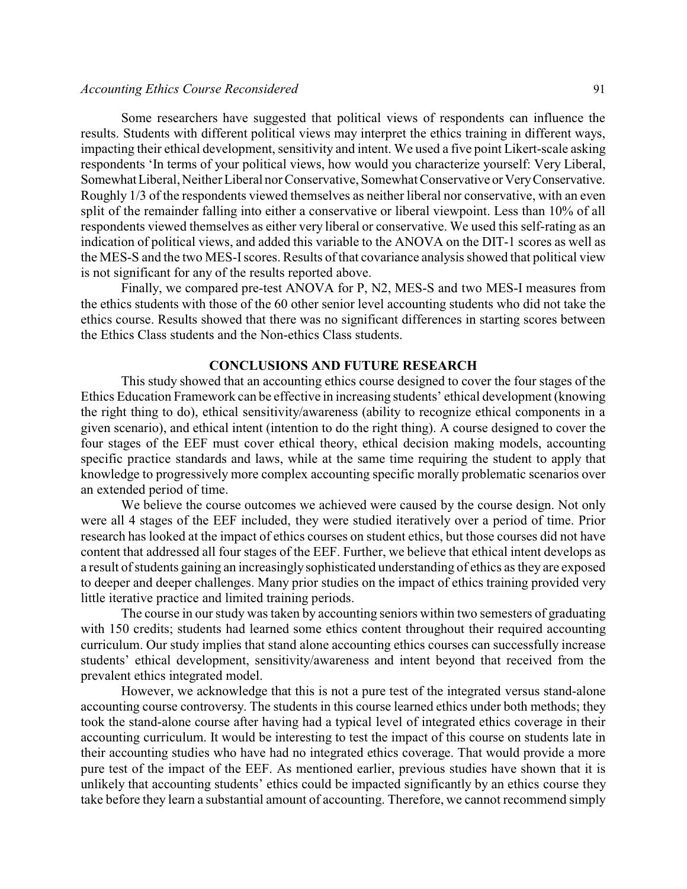Some researchers have suggested that political views of respondents can influence the results. Students with different political views may interpret the ethics training in different ways, impacting their ethical development, sensitivity and intent. We used a five point Likert-scale asking respondents 'In terms of your political views, how would you characterize yourself: Very Liberal, Somewhat Liberal, Neither Liberal nor Conservative, Somewhat Conservative or Very Conservative. Roughly 1/3 of the respondents viewed themselves as neither liberal nor conservative, with an even split of the remainder falling into either a conservative or liberal viewpoint. Less than 10% of all respondents viewed themselves as either very liberal or conservative. We used this self-rating as an indication of political views, and added this variable to the ANOVA on the DIT-1 scores as well as the MES-S and the two MES-I scores. Results of that covariance analysis showed that political view is not significant for any of the results reported above.

Finally, we compared pre-test ANOVA for P, N2, MES-S and two MES-I measures from the ethics students with those of the 60 other senior level accounting students who did not take the ethics course. Results showed that there was no significant differences in starting scores between the Ethics Class students and the Non-ethics Class students.

## CONCLUSIONS AND FUTURE RESEARCH

This study showed that an accounting ethics course designed to cover the four stages of the Ethics Education Framework can be effective in increasing students' ethical development (knowing the right thing to do), ethical sensitivity/awareness (ability to recognize ethical components in a given scenario), and ethical intent (intention to do the right thing). A course designed to cover the four stages of the EEF must cover ethical theory, ethical decision making models, accounting specific practice standards and laws, while at the same time requiring the student to apply that knowledge to progressively more complex accounting specific morally problematic scenarios over an extended period of time.

We believe the course outcomes we achieved were caused by the course design. Not only were all 4 stages of the EEF included, they were studied iteratively over a period of time. Prior research has looked at the impact of ethics courses on student ethics, but those courses did not have content that addressed all four stages of the EEF. Further, we believe that ethical intent develops as a result of students gaining an increasingly sophisticated understanding of ethics as they are exposed to deeper and deeper challenges. Many prior studies on the impact of ethics training provided very little iterative practice and limited training periods.

The course in our study was taken by accounting seniors within two semesters of graduating with 150 credits; students had learned some ethics content throughout their required accounting curriculum. Our study implies that stand alone accounting ethics courses can successfully increase students' ethical development, sensitivity/awareness and intent beyond that received from the prevalent ethics integrated model.

However, we acknowledge that this is not a pure test of the integrated versus stand-alone accounting course controversy. The students in this course learned ethics under both methods; they took the stand-alone course after having had a typical level of integrated ethics coverage in their accounting curriculum. It would be interesting to test the impact of this course on students late in their accounting studies who have had no integrated ethics coverage. That would provide a more pure test of the impact of the EEF. As mentioned earlier, previous studies have shown that it is unlikely that accounting students' ethics could be impacted significantly by an ethics course they take before they learn a substantial amount of accounting. Therefore, we cannot recommend simply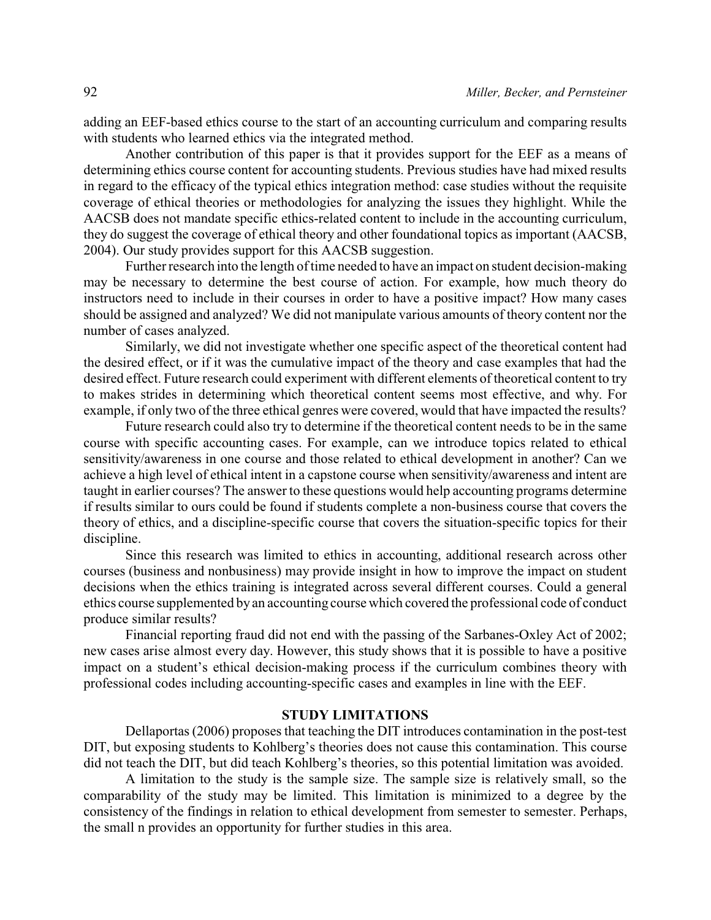adding an EEF-based ethics course to the start of an accounting curriculum and comparing results with students who learned ethics via the integrated method.

Another contribution of this paper is that it provides support for the EEF as a means of determining ethics course content for accounting students. Previous studies have had mixed results in regard to the efficacy of the typical ethics integration method: case studies without the requisite coverage of ethical theories or methodologies for analyzing the issues they highlight. While the AACSB does not mandate specific ethics-related content to include in the accounting curriculum, they do suggest the coverage of ethical theory and other foundational topics as important (AACSB, 2004). Our study provides support for this AACSB suggestion.

Further research into the length of time needed to have an impact on student decision-making may be necessary to determine the best course of action. For example, how much theory do instructors need to include in their courses in order to have a positive impact? How many cases should be assigned and analyzed? We did not manipulate various amounts of theory content nor the number of cases analyzed.

Similarly, we did not investigate whether one specific aspect of the theoretical content had the desired effect, or if it was the cumulative impact of the theory and case examples that had the desired effect. Future research could experiment with different elements of theoretical content to try to makes strides in determining which theoretical content seems most effective, and why. For example, if only two of the three ethical genres were covered, would that have impacted the results?

Future research could also try to determine if the theoretical content needs to be in the same course with specific accounting cases. For example, can we introduce topics related to ethical sensitivity/awareness in one course and those related to ethical development in another? Can we achieve a high level of ethical intent in a capstone course when sensitivity/awareness and intent are taught in earlier courses? The answer to these questions would help accounting programs determine if results similar to ours could be found if students complete a non-business course that covers the theory of ethics, and a discipline-specific course that covers the situation-specific topics for their discipline.

Since this research was limited to ethics in accounting, additional research across other courses (business and nonbusiness) may provide insight in how to improve the impact on student decisions when the ethics training is integrated across several different courses. Could a general ethics course supplemented by an accounting course which covered the professional code of conduct produce similar results?

Financial reporting fraud did not end with the passing of the Sarbanes-Oxley Act of 2002; new cases arise almost every day. However, this study shows that it is possible to have a positive impact on a student's ethical decision-making process if the curriculum combines theory with professional codes including accounting-specific cases and examples in line with the EEF.

## STUDY LIMITATIONS

Dellaportas (2006) proposes that teaching the DIT introduces contamination in the post-test DIT, but exposing students to Kohlberg's theories does not cause this contamination. This course did not teach the DIT, but did teach Kohlberg's theories, so this potential limitation was avoided.

A limitation to the study is the sample size. The sample size is relatively small, so the comparability of the study may be limited. This limitation is minimized to a degree by the consistency of the findings in relation to ethical development from semester to semester. Perhaps, the small n provides an opportunity for further studies in this area.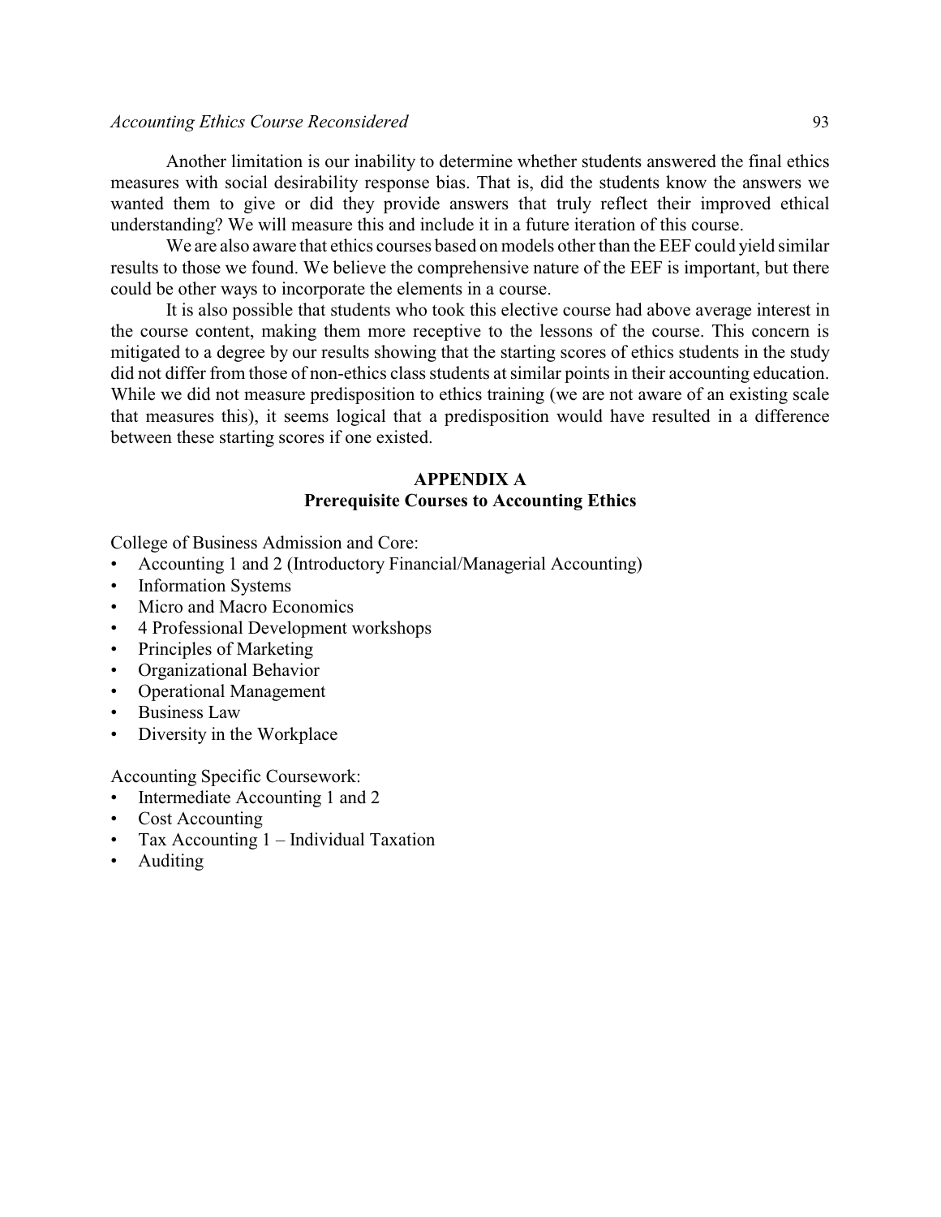Another limitation is our inability to determine whether students answered the final ethics measures with social desirability response bias. That is, did the students know the answers we wanted them to give or did they provide answers that truly reflect their improved ethical understanding? We will measure this and include it in a future iteration of this course.

We are also aware that ethics courses based on models other than the EEF could yield similar results to those we found. We believe the comprehensive nature of the EEF is important, but there could be other ways to incorporate the elements in a course.

It is also possible that students who took this elective course had above average interest in the course content, making them more receptive to the lessons of the course. This concern is mitigated to a degree by our results showing that the starting scores of ethics students in the study did not differ from those of non-ethics class students at similar points in their accounting education. While we did not measure predisposition to ethics training (we are not aware of an existing scale that measures this), it seems logical that a predisposition would have resulted in a difference between these starting scores if one existed.

## APPENDIX A
## Prerequisite Courses to Accounting Ethics

College of Business Admission and Core:

- Accounting 1 and 2 (Introductory Financial/Managerial Accounting)
- Information Systems
- Micro and Macro Economics
- 4 Professional Development workshops
- Principles of Marketing
- Organizational Behavior
- Operational Management
- Business Law
- Diversity in the Workplace

Accounting Specific Coursework:

- Intermediate Accounting 1 and 2
- Cost Accounting
- Tax Accounting 1 – Individual Taxation
- Auditing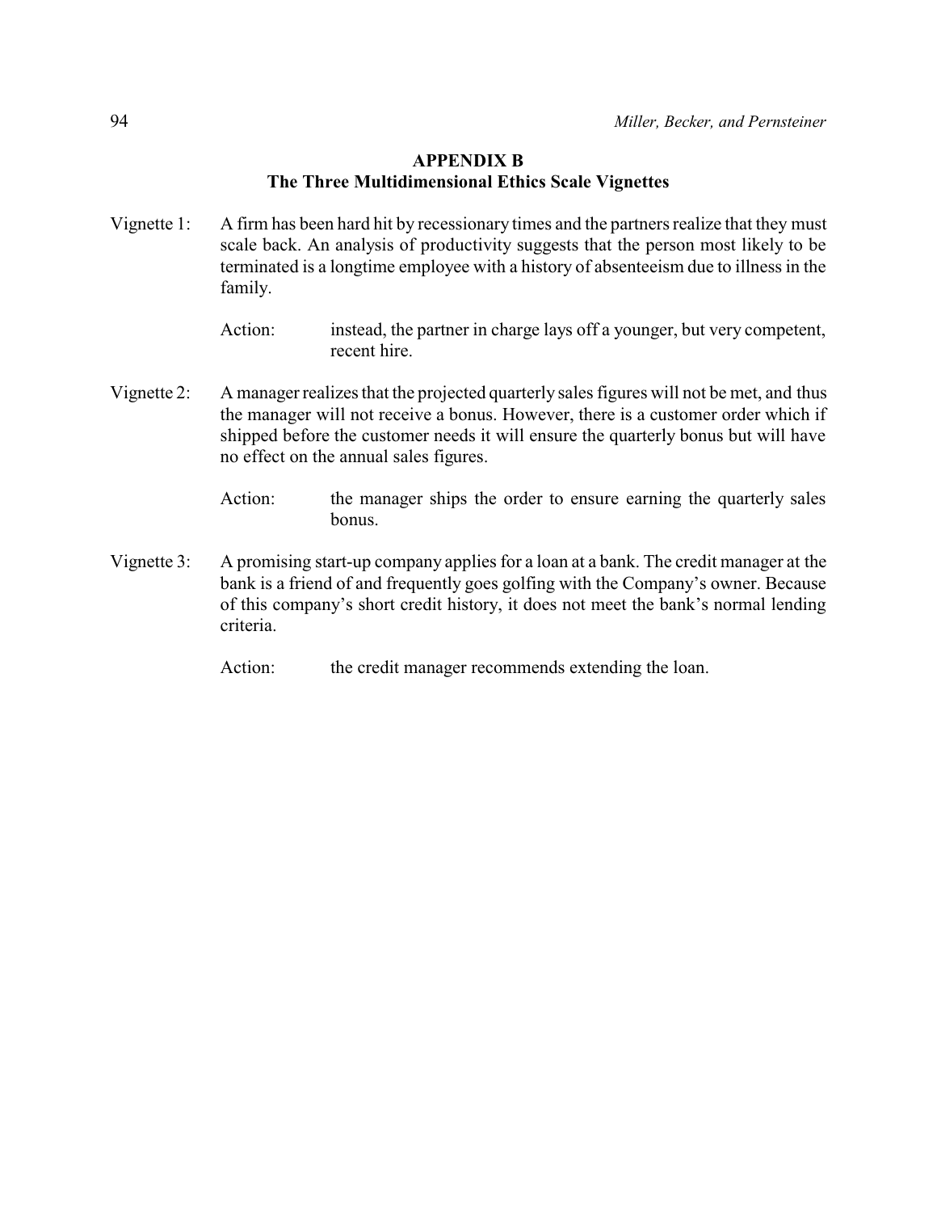## APPENDIX B
## The Three Multidimensional Ethics Scale Vignettes

Vignette 1: A firm has been hard hit by recessionary times and the partners realize that they must scale back. An analysis of productivity suggests that the person most likely to be terminated is a longtime employee with a history of absenteeism due to illness in the family.

Action: instead, the partner in charge lays off a younger, but very competent, recent hire.

Vignette 2: A manager realizes that the projected quarterly sales figures will not be met, and thus the manager will not receive a bonus. However, there is a customer order which if shipped before the customer needs it will ensure the quarterly bonus but will have no effect on the annual sales figures.

Action: the manager ships the order to ensure earning the quarterly sales bonus.

Vignette 3: A promising start-up company applies for a loan at a bank. The credit manager at the bank is a friend of and frequently goes golfing with the Company's owner. Because of this company's short credit history, it does not meet the bank's normal lending criteria.

Action: the credit manager recommends extending the loan.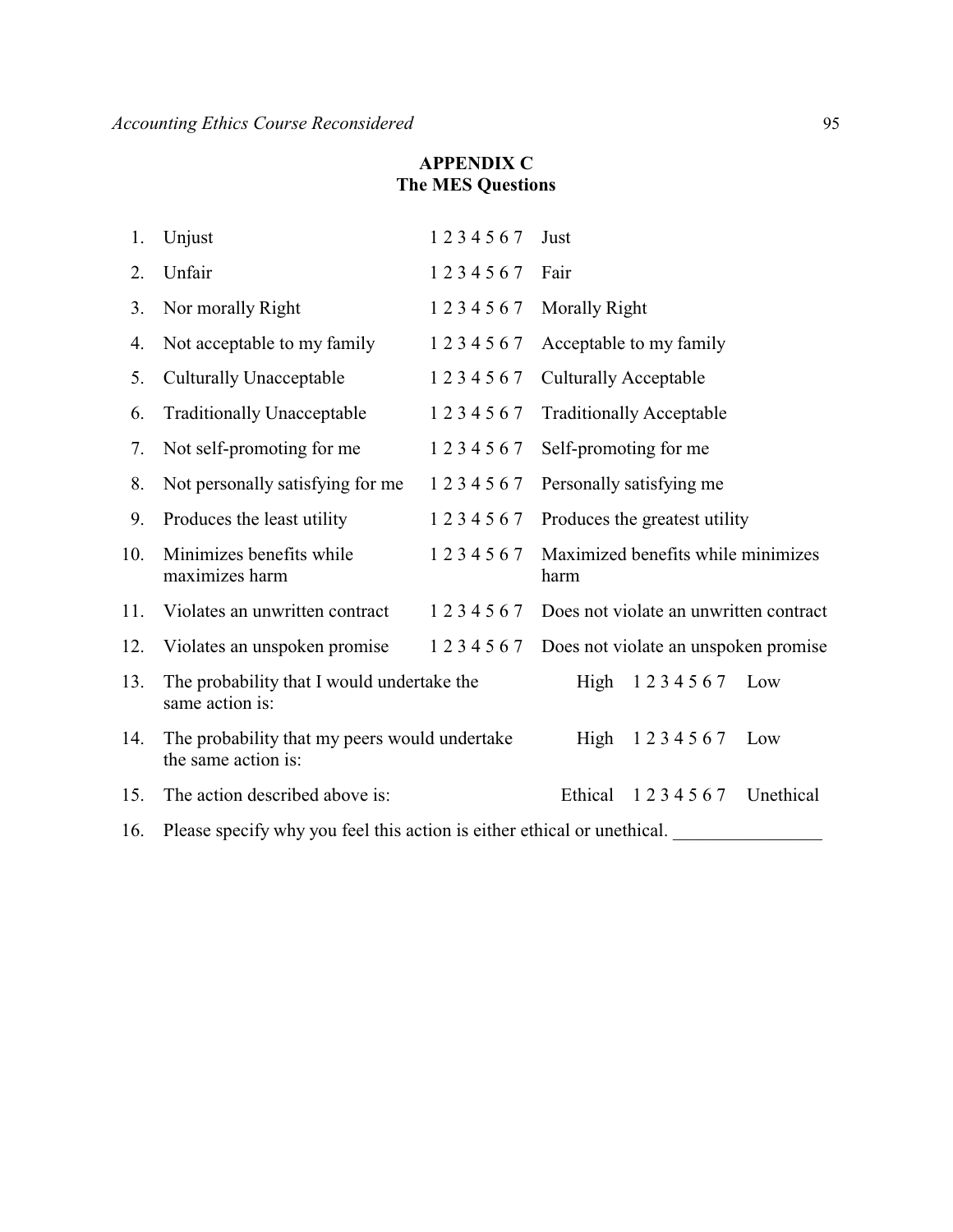## APPENDIX C
## The MES Questions

| | | | |
|---|---|---|---|
| 1. | Unjust | 1 2 3 4 5 6 7 | Just |
| 2. | Unfair | 1 2 3 4 5 6 7 | Fair |
| 3. | Nor morally Right | 1 2 3 4 5 6 7 | Morally Right |
| 4. | Not acceptable to my family | 1 2 3 4 5 6 7 | Acceptable to my family |
| 5. | Culturally Unacceptable | 1 2 3 4 5 6 7 | Culturally Acceptable |
| 6. | Traditionally Unacceptable | 1 2 3 4 5 6 7 | Traditionally Acceptable |
| 7. | Not self-promoting for me | 1 2 3 4 5 6 7 | Self-promoting for me |
| 8. | Not personally satisfying for me | 1 2 3 4 5 6 7 | Personally satisfying me |
| 9. | Produces the least utility | 1 2 3 4 5 6 7 | Produces the greatest utility |
| 10. | Minimizes benefits while maximizes harm | 1 2 3 4 5 6 7 | Maximized benefits while minimizes harm |
| 11. | Violates an unwritten contract | 1 2 3 4 5 6 7 | Does not violate an unwritten contract |
| 12. | Violates an unspoken promise | 1 2 3 4 5 6 7 | Does not violate an unspoken promise |

13. The probability that I would undertake the same action is: High 1 2 3 4 5 6 7 Low

14. The probability that my peers would undertake the same action is: High 1 2 3 4 5 6 7 Low

15. The action described above is: Ethical 1 2 3 4 5 6 7 Unethical

16. Please specify why you feel this action is either ethical or unethical. ________________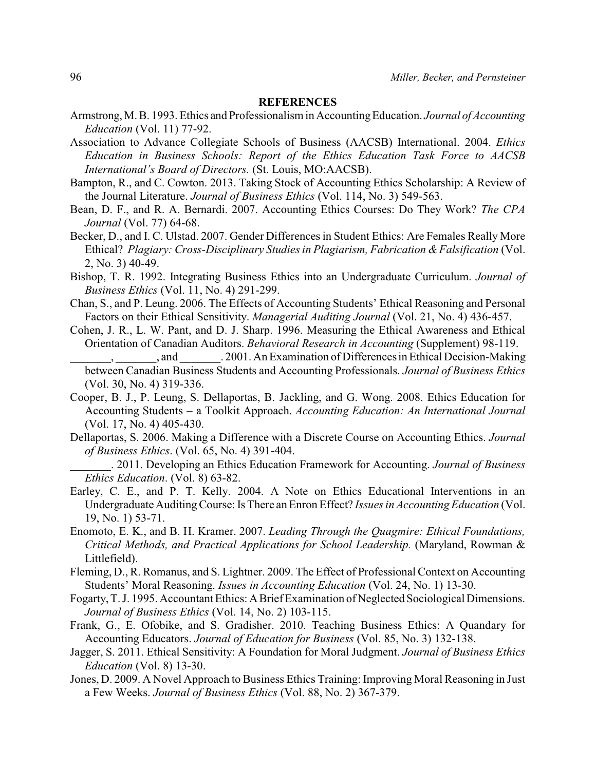## REFERENCES

Armstrong, M. B. 1993. Ethics and Professionalism in Accounting Education. *Journal of Accounting Education* (Vol. 11) 77-92.

Association to Advance Collegiate Schools of Business (AACSB) International. 2004. *Ethics Education in Business Schools: Report of the Ethics Education Task Force to AACSB International's Board of Directors.* (St. Louis, MO:AACSB).

Bampton, R., and C. Cowton. 2013. Taking Stock of Accounting Ethics Scholarship: A Review of the Journal Literature. *Journal of Business Ethics* (Vol. 114, No. 3) 549-563.

Bean, D. F., and R. A. Bernardi. 2007. Accounting Ethics Courses: Do They Work? *The CPA Journal* (Vol. 77) 64-68.

Becker, D., and I. C. Ulstad. 2007. Gender Differences in Student Ethics: Are Females Really More Ethical? *Plagiary: Cross-Disciplinary Studies in Plagiarism, Fabrication & Falsification* (Vol. 2, No. 3) 40-49.

Bishop, T. R. 1992. Integrating Business Ethics into an Undergraduate Curriculum. *Journal of Business Ethics* (Vol. 11, No. 4) 291-299.

Chan, S., and P. Leung. 2006. The Effects of Accounting Students' Ethical Reasoning and Personal Factors on their Ethical Sensitivity. *Managerial Auditing Journal* (Vol. 21, No. 4) 436-457.

Cohen, J. R., L. W. Pant, and D. J. Sharp. 1996. Measuring the Ethical Awareness and Ethical Orientation of Canadian Auditors. *Behavioral Research in Accounting* (Supplement) 98-119.

_______, _______, and _______. 2001. An Examination of Differences in Ethical Decision-Making between Canadian Business Students and Accounting Professionals. *Journal of Business Ethics* (Vol. 30, No. 4) 319-336.

Cooper, B. J., P. Leung, S. Dellaportas, B. Jackling, and G. Wong. 2008. Ethics Education for Accounting Students – a Toolkit Approach. *Accounting Education: An International Journal* (Vol. 17, No. 4) 405-430.

Dellaportas, S. 2006. Making a Difference with a Discrete Course on Accounting Ethics. *Journal of Business Ethics*. (Vol. 65, No. 4) 391-404.

_______. 2011. Developing an Ethics Education Framework for Accounting. *Journal of Business Ethics Education*. (Vol. 8) 63-82.

Earley, C. E., and P. T. Kelly. 2004. A Note on Ethics Educational Interventions in an Undergraduate Auditing Course: Is There an Enron Effect? *Issues in Accounting Education* (Vol. 19, No. 1) 53-71.

Enomoto, E. K., and B. H. Kramer. 2007. *Leading Through the Quagmire: Ethical Foundations, Critical Methods, and Practical Applications for School Leadership.* (Maryland, Rowman & Littlefield).

Fleming, D., R. Romanus, and S. Lightner. 2009. The Effect of Professional Context on Accounting Students' Moral Reasoning. *Issues in Accounting Education* (Vol. 24, No. 1) 13-30.

Fogarty, T. J. 1995. Accountant Ethics: A Brief Examination of Neglected Sociological Dimensions. *Journal of Business Ethics* (Vol. 14, No. 2) 103-115.

Frank, G., E. Ofobike, and S. Gradisher. 2010. Teaching Business Ethics: A Quandary for Accounting Educators. *Journal of Education for Business* (Vol. 85, No. 3) 132-138.

Jagger, S. 2011. Ethical Sensitivity: A Foundation for Moral Judgment. *Journal of Business Ethics Education* (Vol. 8) 13-30.

Jones, D. 2009. A Novel Approach to Business Ethics Training: Improving Moral Reasoning in Just a Few Weeks. *Journal of Business Ethics* (Vol. 88, No. 2) 367-379.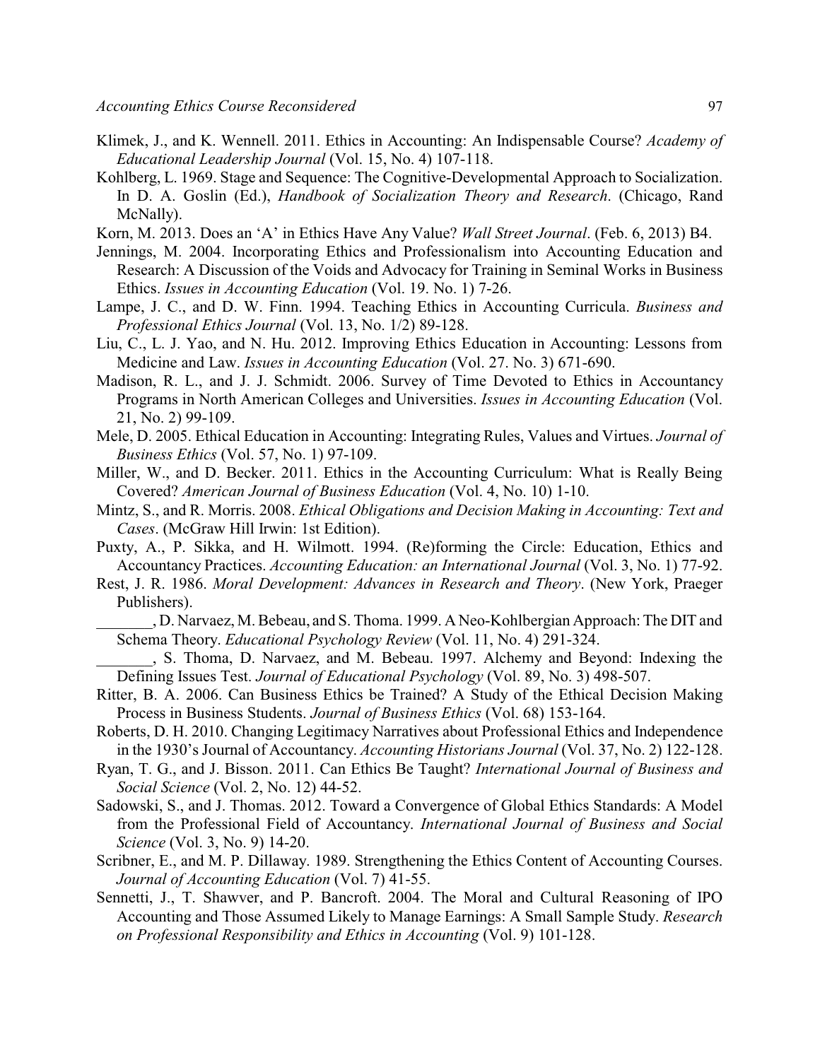Klimek, J., and K. Wennell. 2011. Ethics in Accounting: An Indispensable Course? *Academy of Educational Leadership Journal* (Vol. 15, No. 4) 107-118.

Kohlberg, L. 1969. Stage and Sequence: The Cognitive-Developmental Approach to Socialization. In D. A. Goslin (Ed.), *Handbook of Socialization Theory and Research*. (Chicago, Rand McNally).

Korn, M. 2013. Does an 'A' in Ethics Have Any Value? *Wall Street Journal*. (Feb. 6, 2013) B4.

Jennings, M. 2004. Incorporating Ethics and Professionalism into Accounting Education and Research: A Discussion of the Voids and Advocacy for Training in Seminal Works in Business Ethics. *Issues in Accounting Education* (Vol. 19. No. 1) 7-26.

Lampe, J. C., and D. W. Finn. 1994. Teaching Ethics in Accounting Curricula. *Business and Professional Ethics Journal* (Vol. 13, No. 1/2) 89-128.

Liu, C., L. J. Yao, and N. Hu. 2012. Improving Ethics Education in Accounting: Lessons from Medicine and Law. *Issues in Accounting Education* (Vol. 27. No. 3) 671-690.

Madison, R. L., and J. J. Schmidt. 2006. Survey of Time Devoted to Ethics in Accountancy Programs in North American Colleges and Universities. *Issues in Accounting Education* (Vol. 21, No. 2) 99-109.

Mele, D. 2005. Ethical Education in Accounting: Integrating Rules, Values and Virtues. *Journal of Business Ethics* (Vol. 57, No. 1) 97-109.

Miller, W., and D. Becker. 2011. Ethics in the Accounting Curriculum: What is Really Being Covered? *American Journal of Business Education* (Vol. 4, No. 10) 1-10.

Mintz, S., and R. Morris. 2008. *Ethical Obligations and Decision Making in Accounting: Text and Cases*. (McGraw Hill Irwin: 1st Edition).

Puxty, A., P. Sikka, and H. Wilmott. 1994. (Re)forming the Circle: Education, Ethics and Accountancy Practices. *Accounting Education: an International Journal* (Vol. 3, No. 1) 77-92.

Rest, J. R. 1986. *Moral Development: Advances in Research and Theory*. (New York, Praeger Publishers).

_______, D. Narvaez, M. Bebeau, and S. Thoma. 1999. A Neo-Kohlbergian Approach: The DIT and Schema Theory. *Educational Psychology Review* (Vol. 11, No. 4) 291-324.

_______, S. Thoma, D. Narvaez, and M. Bebeau. 1997. Alchemy and Beyond: Indexing the Defining Issues Test. *Journal of Educational Psychology* (Vol. 89, No. 3) 498-507.

Ritter, B. A. 2006. Can Business Ethics be Trained? A Study of the Ethical Decision Making Process in Business Students. *Journal of Business Ethics* (Vol. 68) 153-164.

Roberts, D. H. 2010. Changing Legitimacy Narratives about Professional Ethics and Independence in the 1930's Journal of Accountancy. *Accounting Historians Journal* (Vol. 37, No. 2) 122-128.

Ryan, T. G., and J. Bisson. 2011. Can Ethics Be Taught? *International Journal of Business and Social Science* (Vol. 2, No. 12) 44-52.

Sadowski, S., and J. Thomas. 2012. Toward a Convergence of Global Ethics Standards: A Model from the Professional Field of Accountancy. *International Journal of Business and Social Science* (Vol. 3, No. 9) 14-20.

Scribner, E., and M. P. Dillaway. 1989. Strengthening the Ethics Content of Accounting Courses. *Journal of Accounting Education* (Vol. 7) 41-55.

Sennetti, J., T. Shawver, and P. Bancroft. 2004. The Moral and Cultural Reasoning of IPO Accounting and Those Assumed Likely to Manage Earnings: A Small Sample Study. *Research on Professional Responsibility and Ethics in Accounting* (Vol. 9) 101-128.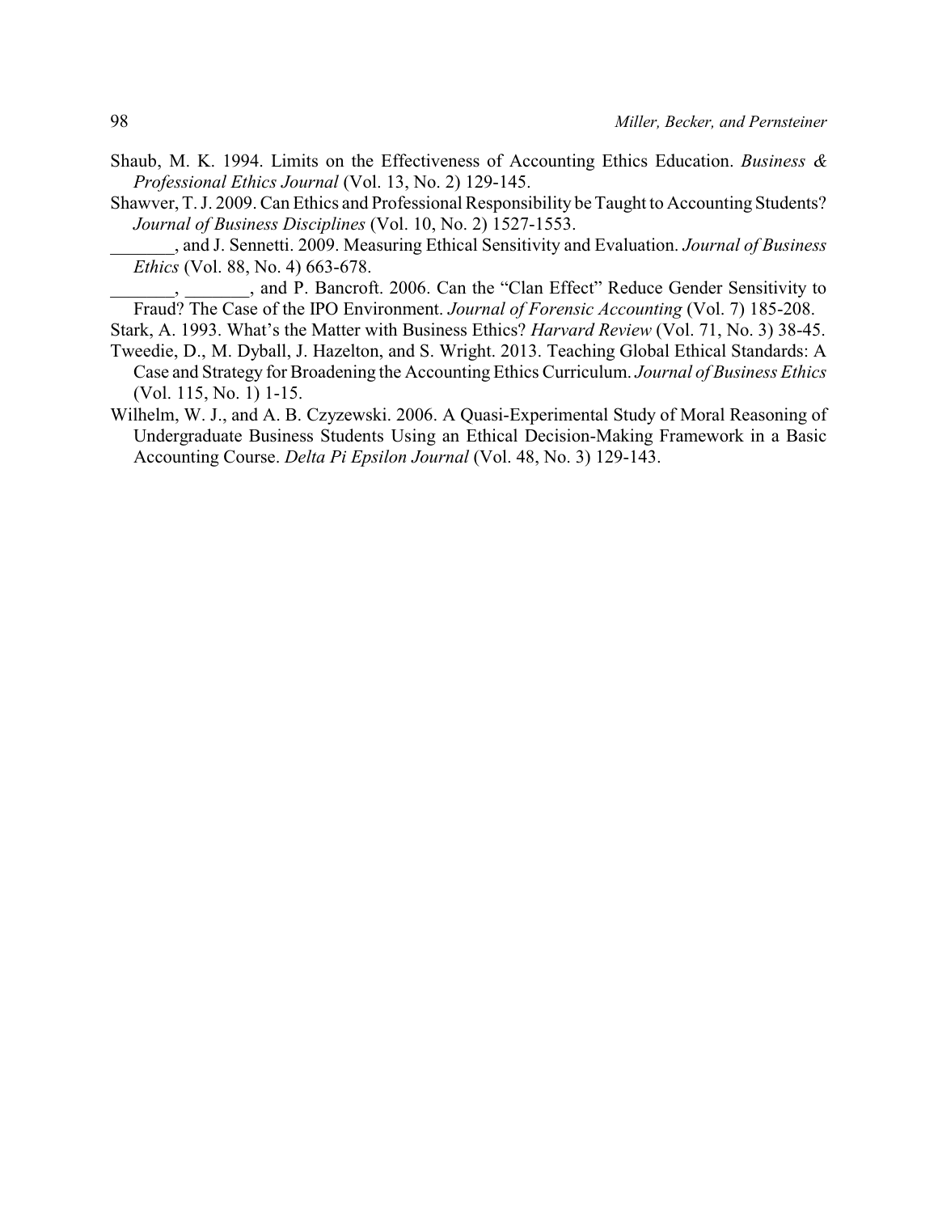Shaub, M. K. 1994. Limits on the Effectiveness of Accounting Ethics Education. *Business & Professional Ethics Journal* (Vol. 13, No. 2) 129-145.

Shawver, T. J. 2009. Can Ethics and Professional Responsibility be Taught to Accounting Students? *Journal of Business Disciplines* (Vol. 10, No. 2) 1527-1553.

_______, and J. Sennetti. 2009. Measuring Ethical Sensitivity and Evaluation. *Journal of Business Ethics* (Vol. 88, No. 4) 663-678.

_______, _______, and P. Bancroft. 2006. Can the "Clan Effect" Reduce Gender Sensitivity to Fraud? The Case of the IPO Environment. *Journal of Forensic Accounting* (Vol. 7) 185-208.

Stark, A. 1993. What's the Matter with Business Ethics? *Harvard Review* (Vol. 71, No. 3) 38-45.

Tweedie, D., M. Dyball, J. Hazelton, and S. Wright. 2013. Teaching Global Ethical Standards: A Case and Strategy for Broadening the Accounting Ethics Curriculum. *Journal of Business Ethics* (Vol. 115, No. 1) 1-15.

Wilhelm, W. J., and A. B. Czyzewski. 2006. A Quasi-Experimental Study of Moral Reasoning of Undergraduate Business Students Using an Ethical Decision-Making Framework in a Basic Accounting Course. *Delta Pi Epsilon Journal* (Vol. 48, No. 3) 129-143.